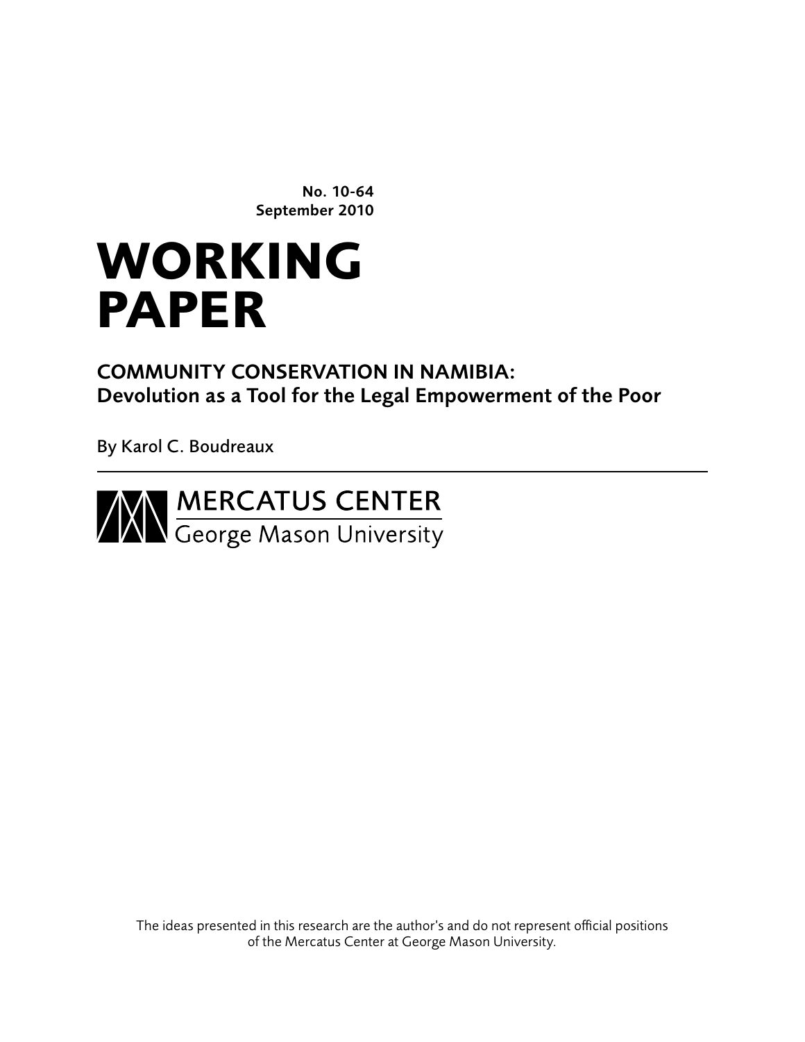**No. 10-64**
**September 2010**

# WORKING PAPER

## COMMUNITY CONSERVATION IN NAMIBIA: Devolution as a Tool for the Legal Empowerment of the Poor

By Karol C. Boudreaux

MERCATUS CENTER
George Mason University

The ideas presented in this research are the author's and do not represent official positions of the Mercatus Center at George Mason University.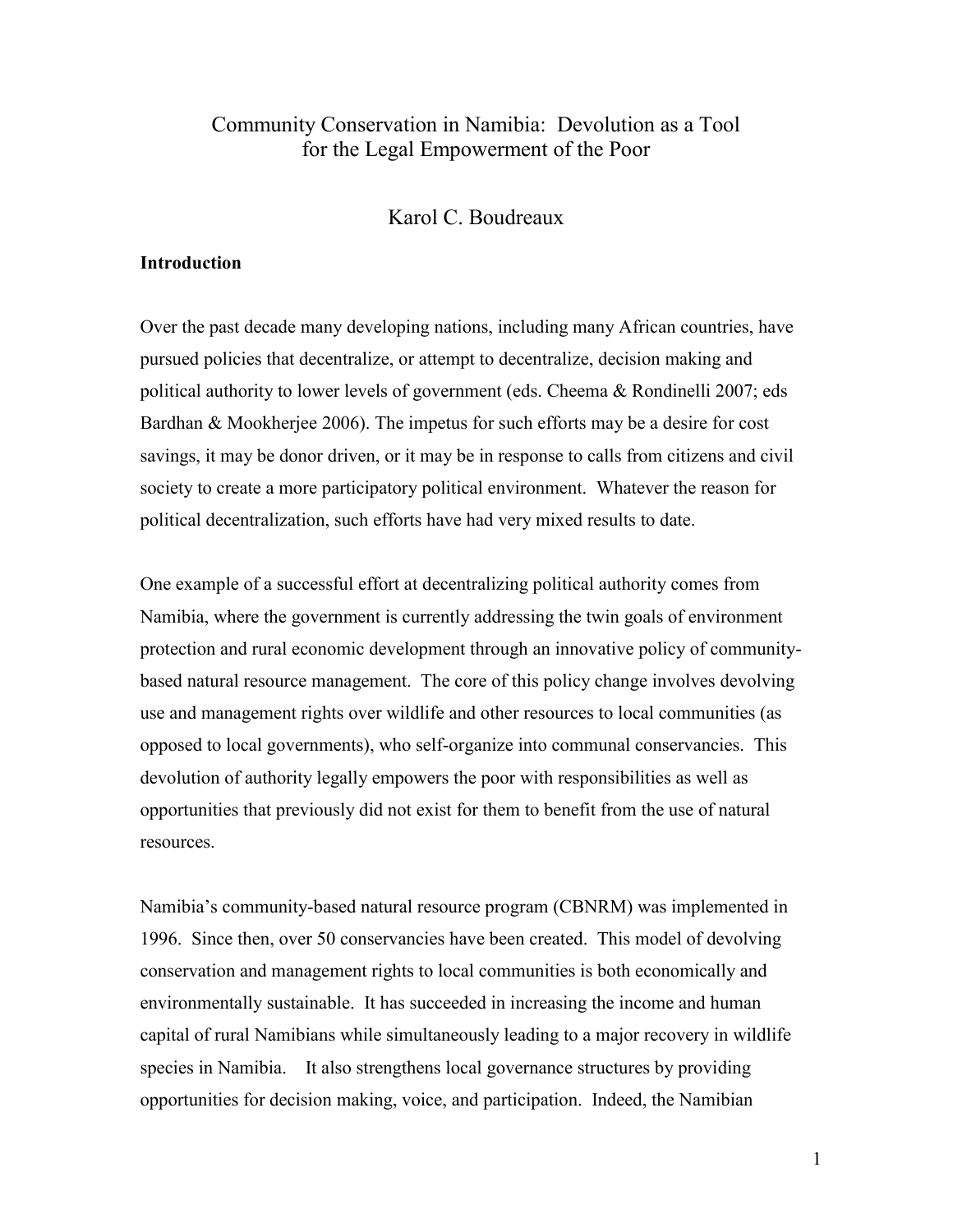# Community Conservation in Namibia: Devolution as a Tool for the Legal Empowerment of the Poor

Karol C. Boudreaux

## Introduction

Over the past decade many developing nations, including many African countries, have pursued policies that decentralize, or attempt to decentralize, decision making and political authority to lower levels of government (eds. Cheema & Rondinelli 2007; eds Bardhan & Mookherjee 2006). The impetus for such efforts may be a desire for cost savings, it may be donor driven, or it may be in response to calls from citizens and civil society to create a more participatory political environment. Whatever the reason for political decentralization, such efforts have had very mixed results to date.

One example of a successful effort at decentralizing political authority comes from Namibia, where the government is currently addressing the twin goals of environment protection and rural economic development through an innovative policy of community-based natural resource management. The core of this policy change involves devolving use and management rights over wildlife and other resources to local communities (as opposed to local governments), who self-organize into communal conservancies. This devolution of authority legally empowers the poor with responsibilities as well as opportunities that previously did not exist for them to benefit from the use of natural resources.

Namibia's community-based natural resource program (CBNRM) was implemented in 1996. Since then, over 50 conservancies have been created. This model of devolving conservation and management rights to local communities is both economically and environmentally sustainable. It has succeeded in increasing the income and human capital of rural Namibians while simultaneously leading to a major recovery in wildlife species in Namibia. It also strengthens local governance structures by providing opportunities for decision making, voice, and participation. Indeed, the Namibian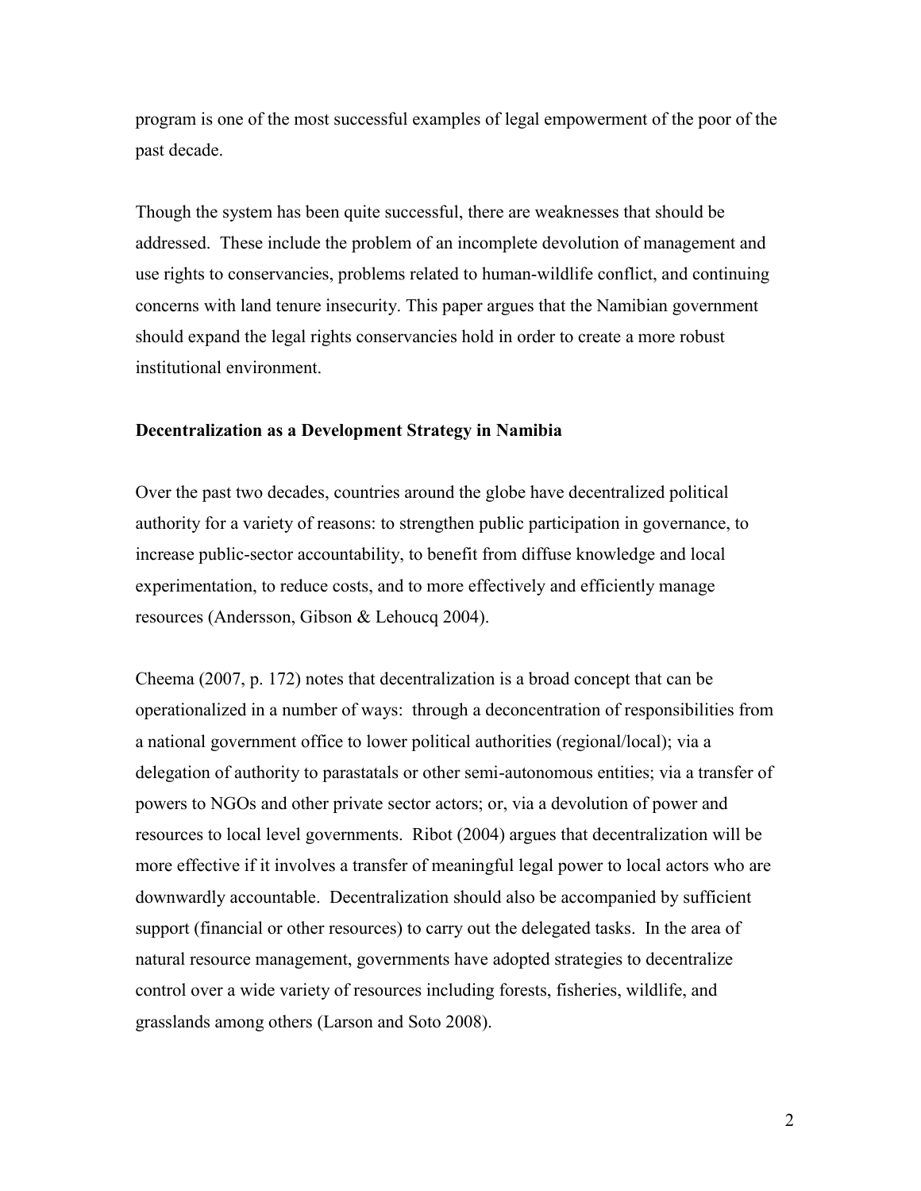program is one of the most successful examples of legal empowerment of the poor of the past decade.

Though the system has been quite successful, there are weaknesses that should be addressed. These include the problem of an incomplete devolution of management and use rights to conservancies, problems related to human-wildlife conflict, and continuing concerns with land tenure insecurity. This paper argues that the Namibian government should expand the legal rights conservancies hold in order to create a more robust institutional environment.

## Decentralization as a Development Strategy in Namibia

Over the past two decades, countries around the globe have decentralized political authority for a variety of reasons: to strengthen public participation in governance, to increase public-sector accountability, to benefit from diffuse knowledge and local experimentation, to reduce costs, and to more effectively and efficiently manage resources (Andersson, Gibson & Lehoucq 2004).

Cheema (2007, p. 172) notes that decentralization is a broad concept that can be operationalized in a number of ways: through a deconcentration of responsibilities from a national government office to lower political authorities (regional/local); via a delegation of authority to parastatals or other semi-autonomous entities; via a transfer of powers to NGOs and other private sector actors; or, via a devolution of power and resources to local level governments. Ribot (2004) argues that decentralization will be more effective if it involves a transfer of meaningful legal power to local actors who are downwardly accountable. Decentralization should also be accompanied by sufficient support (financial or other resources) to carry out the delegated tasks. In the area of natural resource management, governments have adopted strategies to decentralize control over a wide variety of resources including forests, fisheries, wildlife, and grasslands among others (Larson and Soto 2008).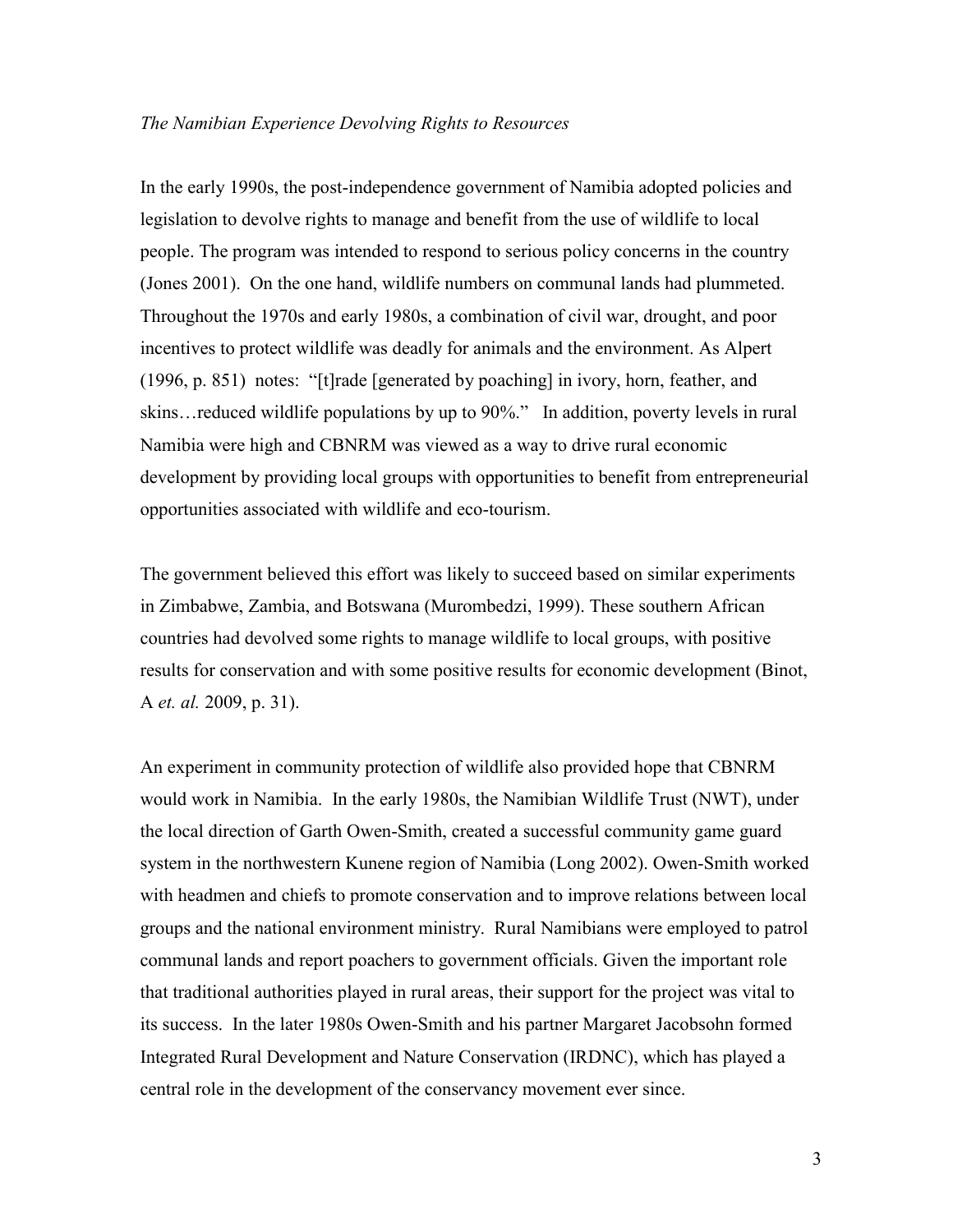*The Namibian Experience Devolving Rights to Resources*

In the early 1990s, the post-independence government of Namibia adopted policies and legislation to devolve rights to manage and benefit from the use of wildlife to local people. The program was intended to respond to serious policy concerns in the country (Jones 2001). On the one hand, wildlife numbers on communal lands had plummeted. Throughout the 1970s and early 1980s, a combination of civil war, drought, and poor incentives to protect wildlife was deadly for animals and the environment. As Alpert (1996, p. 851) notes: "[t]rade [generated by poaching] in ivory, horn, feather, and skins…reduced wildlife populations by up to 90%." In addition, poverty levels in rural Namibia were high and CBNRM was viewed as a way to drive rural economic development by providing local groups with opportunities to benefit from entrepreneurial opportunities associated with wildlife and eco-tourism.

The government believed this effort was likely to succeed based on similar experiments in Zimbabwe, Zambia, and Botswana (Murombedzi, 1999). These southern African countries had devolved some rights to manage wildlife to local groups, with positive results for conservation and with some positive results for economic development (Binot, A *et. al.* 2009, p. 31).

An experiment in community protection of wildlife also provided hope that CBNRM would work in Namibia. In the early 1980s, the Namibian Wildlife Trust (NWT), under the local direction of Garth Owen-Smith, created a successful community game guard system in the northwestern Kunene region of Namibia (Long 2002). Owen-Smith worked with headmen and chiefs to promote conservation and to improve relations between local groups and the national environment ministry. Rural Namibians were employed to patrol communal lands and report poachers to government officials. Given the important role that traditional authorities played in rural areas, their support for the project was vital to its success. In the later 1980s Owen-Smith and his partner Margaret Jacobsohn formed Integrated Rural Development and Nature Conservation (IRDNC), which has played a central role in the development of the conservancy movement ever since.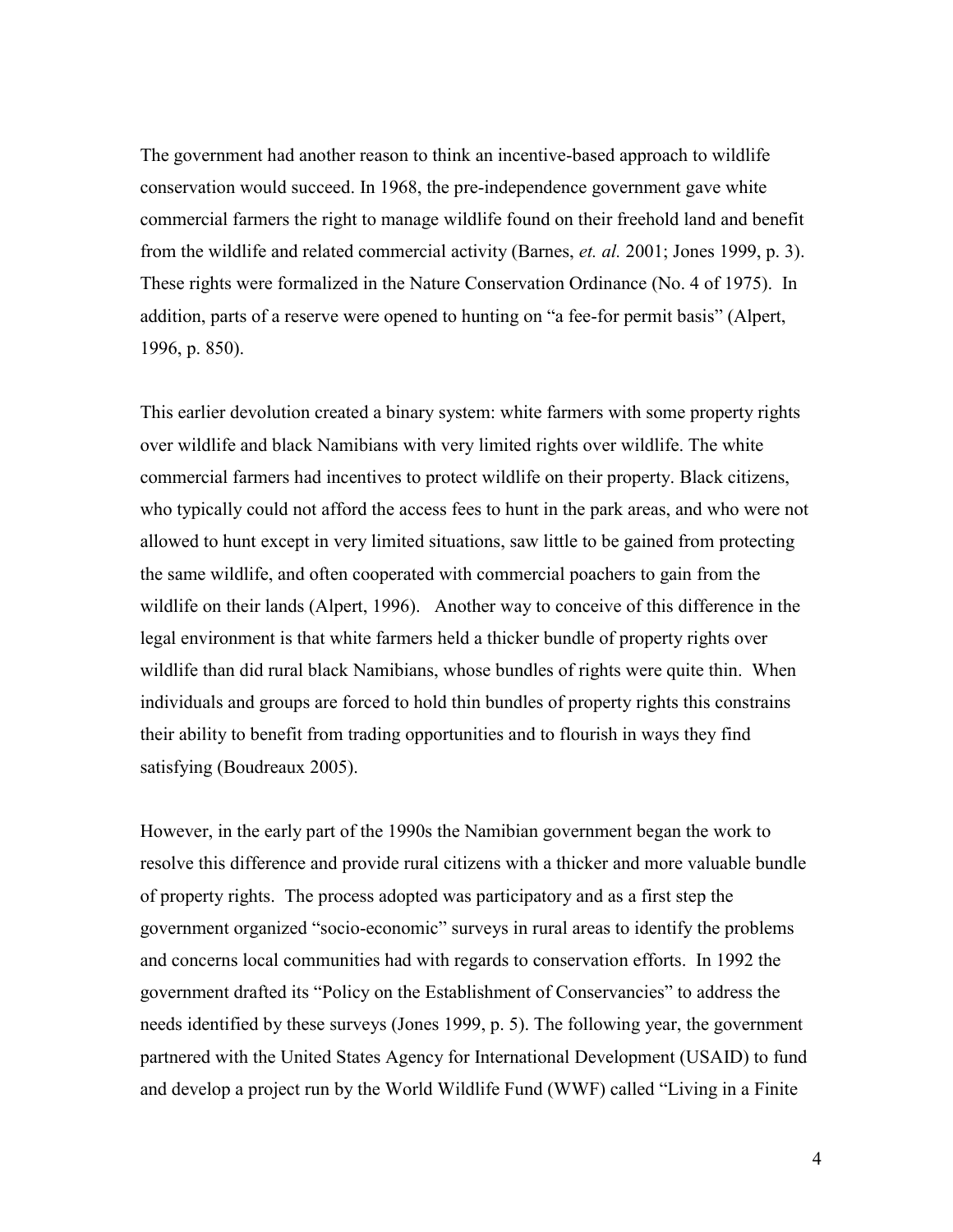The government had another reason to think an incentive-based approach to wildlife conservation would succeed. In 1968, the pre-independence government gave white commercial farmers the right to manage wildlife found on their freehold land and benefit from the wildlife and related commercial activity (Barnes, *et. al.* 2001; Jones 1999, p. 3). These rights were formalized in the Nature Conservation Ordinance (No. 4 of 1975). In addition, parts of a reserve were opened to hunting on "a fee-for permit basis" (Alpert, 1996, p. 850).

This earlier devolution created a binary system: white farmers with some property rights over wildlife and black Namibians with very limited rights over wildlife. The white commercial farmers had incentives to protect wildlife on their property. Black citizens, who typically could not afford the access fees to hunt in the park areas, and who were not allowed to hunt except in very limited situations, saw little to be gained from protecting the same wildlife, and often cooperated with commercial poachers to gain from the wildlife on their lands (Alpert, 1996). Another way to conceive of this difference in the legal environment is that white farmers held a thicker bundle of property rights over wildlife than did rural black Namibians, whose bundles of rights were quite thin. When individuals and groups are forced to hold thin bundles of property rights this constrains their ability to benefit from trading opportunities and to flourish in ways they find satisfying (Boudreaux 2005).

However, in the early part of the 1990s the Namibian government began the work to resolve this difference and provide rural citizens with a thicker and more valuable bundle of property rights. The process adopted was participatory and as a first step the government organized "socio-economic" surveys in rural areas to identify the problems and concerns local communities had with regards to conservation efforts. In 1992 the government drafted its "Policy on the Establishment of Conservancies" to address the needs identified by these surveys (Jones 1999, p. 5). The following year, the government partnered with the United States Agency for International Development (USAID) to fund and develop a project run by the World Wildlife Fund (WWF) called "Living in a Finite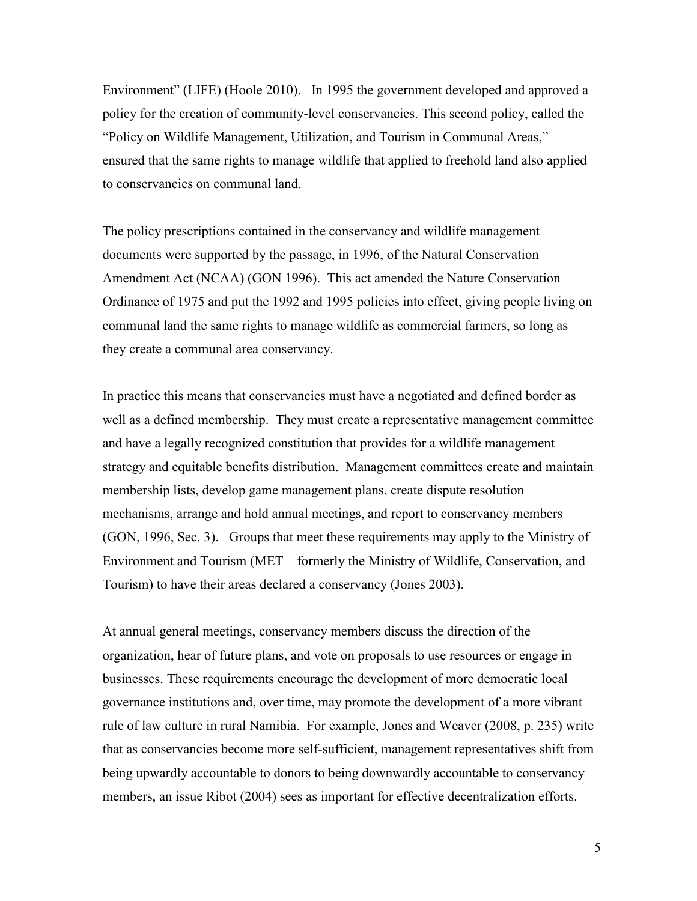Environment" (LIFE) (Hoole 2010). In 1995 the government developed and approved a policy for the creation of community-level conservancies. This second policy, called the "Policy on Wildlife Management, Utilization, and Tourism in Communal Areas," ensured that the same rights to manage wildlife that applied to freehold land also applied to conservancies on communal land.

The policy prescriptions contained in the conservancy and wildlife management documents were supported by the passage, in 1996, of the Natural Conservation Amendment Act (NCAA) (GON 1996). This act amended the Nature Conservation Ordinance of 1975 and put the 1992 and 1995 policies into effect, giving people living on communal land the same rights to manage wildlife as commercial farmers, so long as they create a communal area conservancy.

In practice this means that conservancies must have a negotiated and defined border as well as a defined membership. They must create a representative management committee and have a legally recognized constitution that provides for a wildlife management strategy and equitable benefits distribution. Management committees create and maintain membership lists, develop game management plans, create dispute resolution mechanisms, arrange and hold annual meetings, and report to conservancy members (GON, 1996, Sec. 3). Groups that meet these requirements may apply to the Ministry of Environment and Tourism (MET—formerly the Ministry of Wildlife, Conservation, and Tourism) to have their areas declared a conservancy (Jones 2003).

At annual general meetings, conservancy members discuss the direction of the organization, hear of future plans, and vote on proposals to use resources or engage in businesses. These requirements encourage the development of more democratic local governance institutions and, over time, may promote the development of a more vibrant rule of law culture in rural Namibia. For example, Jones and Weaver (2008, p. 235) write that as conservancies become more self-sufficient, management representatives shift from being upwardly accountable to donors to being downwardly accountable to conservancy members, an issue Ribot (2004) sees as important for effective decentralization efforts.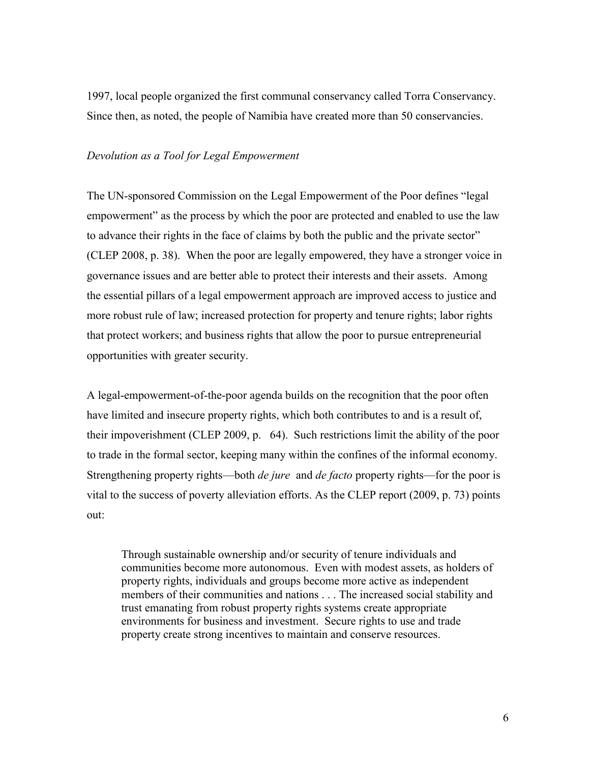1997, local people organized the first communal conservancy called Torra Conservancy. Since then, as noted, the people of Namibia have created more than 50 conservancies.

*Devolution as a Tool for Legal Empowerment*

The UN-sponsored Commission on the Legal Empowerment of the Poor defines "legal empowerment" as the process by which the poor are protected and enabled to use the law to advance their rights in the face of claims by both the public and the private sector" (CLEP 2008, p. 38). When the poor are legally empowered, they have a stronger voice in governance issues and are better able to protect their interests and their assets. Among the essential pillars of a legal empowerment approach are improved access to justice and more robust rule of law; increased protection for property and tenure rights; labor rights that protect workers; and business rights that allow the poor to pursue entrepreneurial opportunities with greater security.

A legal-empowerment-of-the-poor agenda builds on the recognition that the poor often have limited and insecure property rights, which both contributes to and is a result of, their impoverishment (CLEP 2009, p. 64). Such restrictions limit the ability of the poor to trade in the formal sector, keeping many within the confines of the informal economy. Strengthening property rights—both *de jure* and *de facto* property rights—for the poor is vital to the success of poverty alleviation efforts. As the CLEP report (2009, p. 73) points out:

> Through sustainable ownership and/or security of tenure individuals and communities become more autonomous. Even with modest assets, as holders of property rights, individuals and groups become more active as independent members of their communities and nations . . . The increased social stability and trust emanating from robust property rights systems create appropriate environments for business and investment. Secure rights to use and trade property create strong incentives to maintain and conserve resources.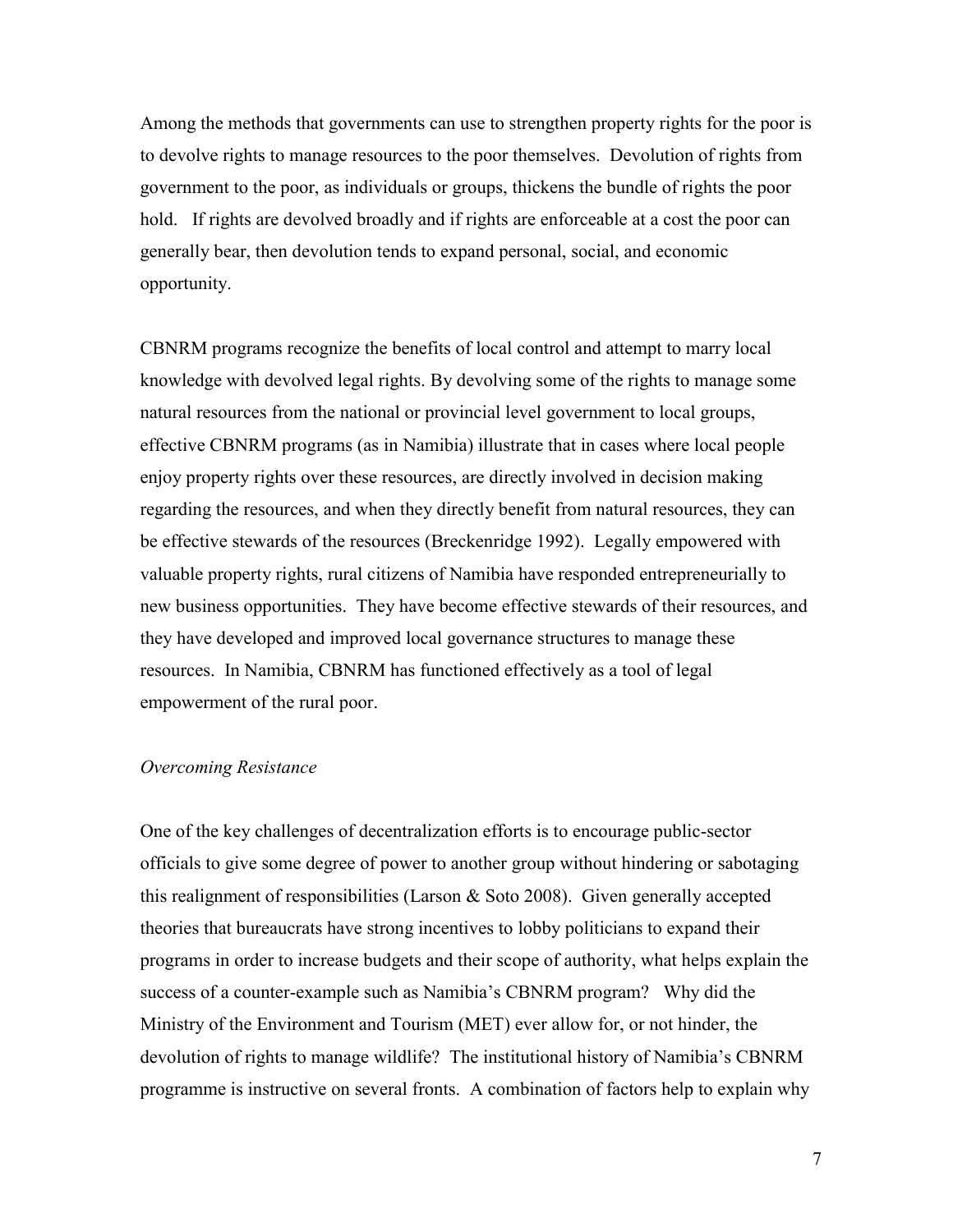Among the methods that governments can use to strengthen property rights for the poor is to devolve rights to manage resources to the poor themselves. Devolution of rights from government to the poor, as individuals or groups, thickens the bundle of rights the poor hold. If rights are devolved broadly and if rights are enforceable at a cost the poor can generally bear, then devolution tends to expand personal, social, and economic opportunity.

CBNRM programs recognize the benefits of local control and attempt to marry local knowledge with devolved legal rights. By devolving some of the rights to manage some natural resources from the national or provincial level government to local groups, effective CBNRM programs (as in Namibia) illustrate that in cases where local people enjoy property rights over these resources, are directly involved in decision making regarding the resources, and when they directly benefit from natural resources, they can be effective stewards of the resources (Breckenridge 1992). Legally empowered with valuable property rights, rural citizens of Namibia have responded entrepreneurially to new business opportunities. They have become effective stewards of their resources, and they have developed and improved local governance structures to manage these resources. In Namibia, CBNRM has functioned effectively as a tool of legal empowerment of the rural poor.

*Overcoming Resistance*

One of the key challenges of decentralization efforts is to encourage public-sector officials to give some degree of power to another group without hindering or sabotaging this realignment of responsibilities (Larson & Soto 2008). Given generally accepted theories that bureaucrats have strong incentives to lobby politicians to expand their programs in order to increase budgets and their scope of authority, what helps explain the success of a counter-example such as Namibia's CBNRM program? Why did the Ministry of the Environment and Tourism (MET) ever allow for, or not hinder, the devolution of rights to manage wildlife? The institutional history of Namibia's CBNRM programme is instructive on several fronts. A combination of factors help to explain why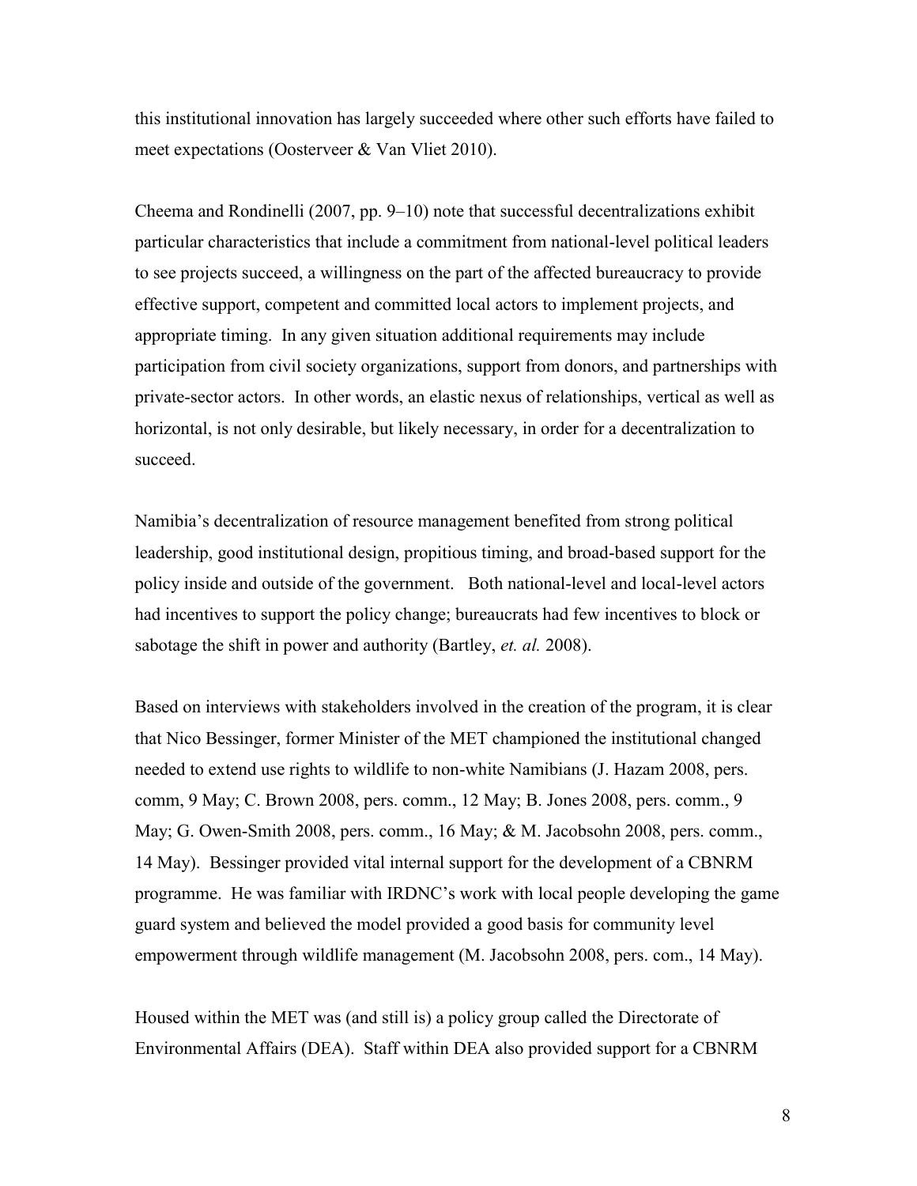this institutional innovation has largely succeeded where other such efforts have failed to meet expectations (Oosterveer & Van Vliet 2010).

Cheema and Rondinelli (2007, pp. 9–10) note that successful decentralizations exhibit particular characteristics that include a commitment from national-level political leaders to see projects succeed, a willingness on the part of the affected bureaucracy to provide effective support, competent and committed local actors to implement projects, and appropriate timing. In any given situation additional requirements may include participation from civil society organizations, support from donors, and partnerships with private-sector actors. In other words, an elastic nexus of relationships, vertical as well as horizontal, is not only desirable, but likely necessary, in order for a decentralization to succeed.

Namibia's decentralization of resource management benefited from strong political leadership, good institutional design, propitious timing, and broad-based support for the policy inside and outside of the government. Both national-level and local-level actors had incentives to support the policy change; bureaucrats had few incentives to block or sabotage the shift in power and authority (Bartley, *et. al.* 2008).

Based on interviews with stakeholders involved in the creation of the program, it is clear that Nico Bessinger, former Minister of the MET championed the institutional changed needed to extend use rights to wildlife to non-white Namibians (J. Hazam 2008, pers. comm, 9 May; C. Brown 2008, pers. comm., 12 May; B. Jones 2008, pers. comm., 9 May; G. Owen-Smith 2008, pers. comm., 16 May; & M. Jacobsohn 2008, pers. comm., 14 May). Bessinger provided vital internal support for the development of a CBNRM programme. He was familiar with IRDNC's work with local people developing the game guard system and believed the model provided a good basis for community level empowerment through wildlife management (M. Jacobsohn 2008, pers. com., 14 May).

Housed within the MET was (and still is) a policy group called the Directorate of Environmental Affairs (DEA). Staff within DEA also provided support for a CBNRM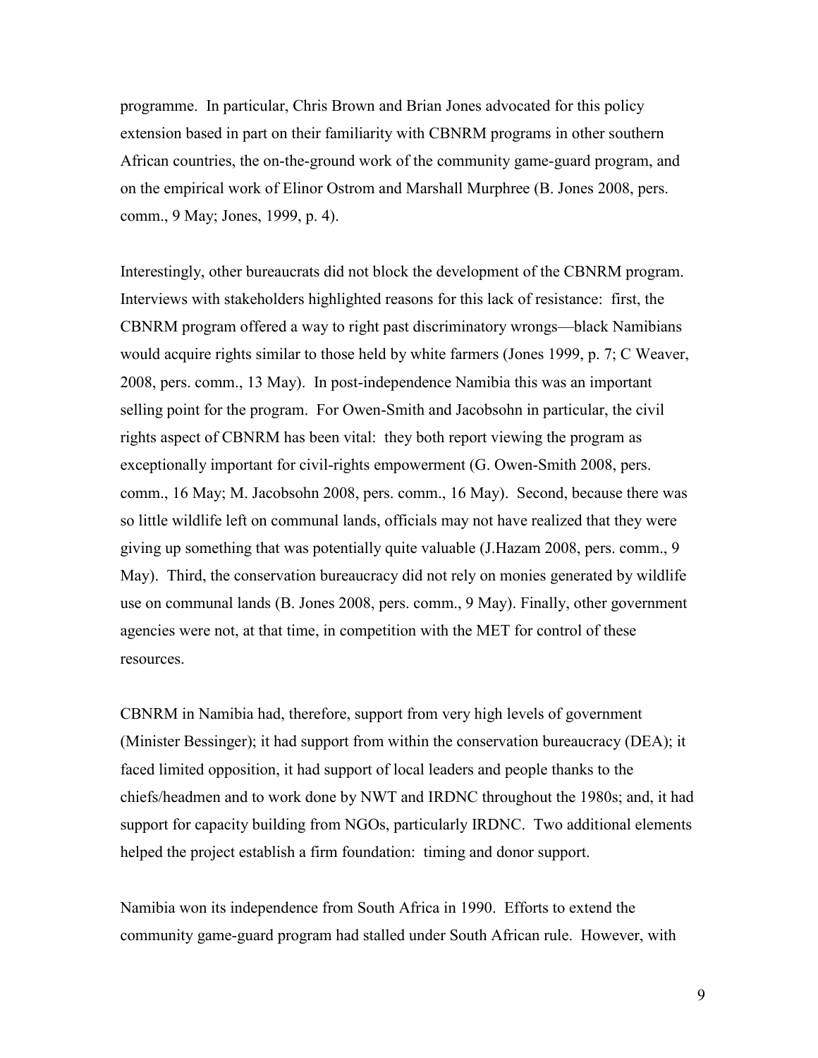programme. In particular, Chris Brown and Brian Jones advocated for this policy extension based in part on their familiarity with CBNRM programs in other southern African countries, the on-the-ground work of the community game-guard program, and on the empirical work of Elinor Ostrom and Marshall Murphree (B. Jones 2008, pers. comm., 9 May; Jones, 1999, p. 4).

Interestingly, other bureaucrats did not block the development of the CBNRM program. Interviews with stakeholders highlighted reasons for this lack of resistance: first, the CBNRM program offered a way to right past discriminatory wrongs—black Namibians would acquire rights similar to those held by white farmers (Jones 1999, p. 7; C Weaver, 2008, pers. comm., 13 May). In post-independence Namibia this was an important selling point for the program. For Owen-Smith and Jacobsohn in particular, the civil rights aspect of CBNRM has been vital: they both report viewing the program as exceptionally important for civil-rights empowerment (G. Owen-Smith 2008, pers. comm., 16 May; M. Jacobsohn 2008, pers. comm., 16 May). Second, because there was so little wildlife left on communal lands, officials may not have realized that they were giving up something that was potentially quite valuable (J.Hazam 2008, pers. comm., 9 May). Third, the conservation bureaucracy did not rely on monies generated by wildlife use on communal lands (B. Jones 2008, pers. comm., 9 May). Finally, other government agencies were not, at that time, in competition with the MET for control of these resources.

CBNRM in Namibia had, therefore, support from very high levels of government (Minister Bessinger); it had support from within the conservation bureaucracy (DEA); it faced limited opposition, it had support of local leaders and people thanks to the chiefs/headmen and to work done by NWT and IRDNC throughout the 1980s; and, it had support for capacity building from NGOs, particularly IRDNC. Two additional elements helped the project establish a firm foundation: timing and donor support.

Namibia won its independence from South Africa in 1990. Efforts to extend the community game-guard program had stalled under South African rule. However, with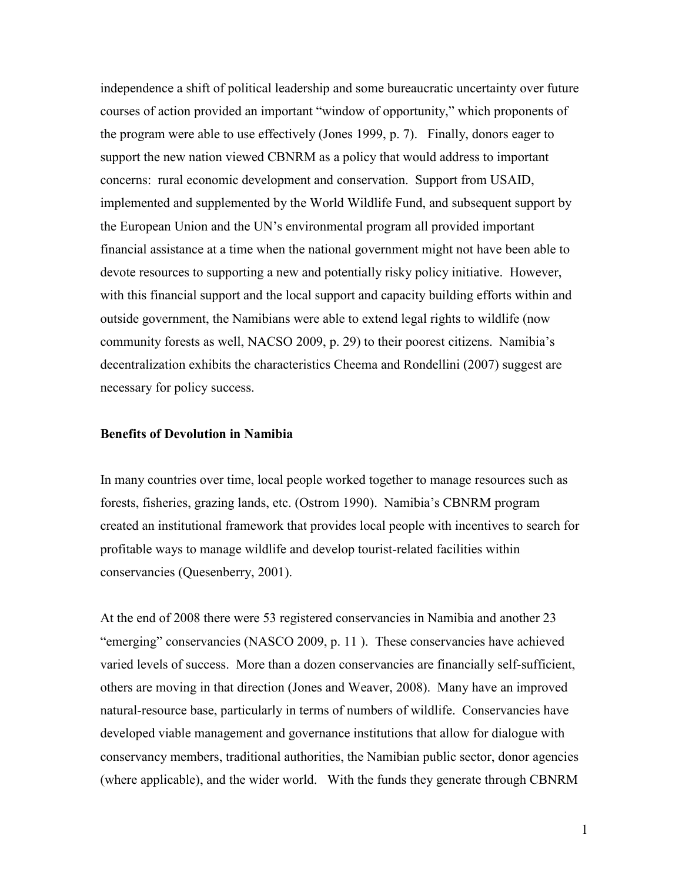independence a shift of political leadership and some bureaucratic uncertainty over future courses of action provided an important "window of opportunity," which proponents of the program were able to use effectively (Jones 1999, p. 7). Finally, donors eager to support the new nation viewed CBNRM as a policy that would address to important concerns: rural economic development and conservation. Support from USAID, implemented and supplemented by the World Wildlife Fund, and subsequent support by the European Union and the UN's environmental program all provided important financial assistance at a time when the national government might not have been able to devote resources to supporting a new and potentially risky policy initiative. However, with this financial support and the local support and capacity building efforts within and outside government, the Namibians were able to extend legal rights to wildlife (now community forests as well, NACSO 2009, p. 29) to their poorest citizens. Namibia's decentralization exhibits the characteristics Cheema and Rondellini (2007) suggest are necessary for policy success.

**Benefits of Devolution in Namibia**

In many countries over time, local people worked together to manage resources such as forests, fisheries, grazing lands, etc. (Ostrom 1990). Namibia's CBNRM program created an institutional framework that provides local people with incentives to search for profitable ways to manage wildlife and develop tourist-related facilities within conservancies (Quesenberry, 2001).

At the end of 2008 there were 53 registered conservancies in Namibia and another 23 "emerging" conservancies (NASCO 2009, p. 11 ). These conservancies have achieved varied levels of success. More than a dozen conservancies are financially self-sufficient, others are moving in that direction (Jones and Weaver, 2008). Many have an improved natural-resource base, particularly in terms of numbers of wildlife. Conservancies have developed viable management and governance institutions that allow for dialogue with conservancy members, traditional authorities, the Namibian public sector, donor agencies (where applicable), and the wider world. With the funds they generate through CBNRM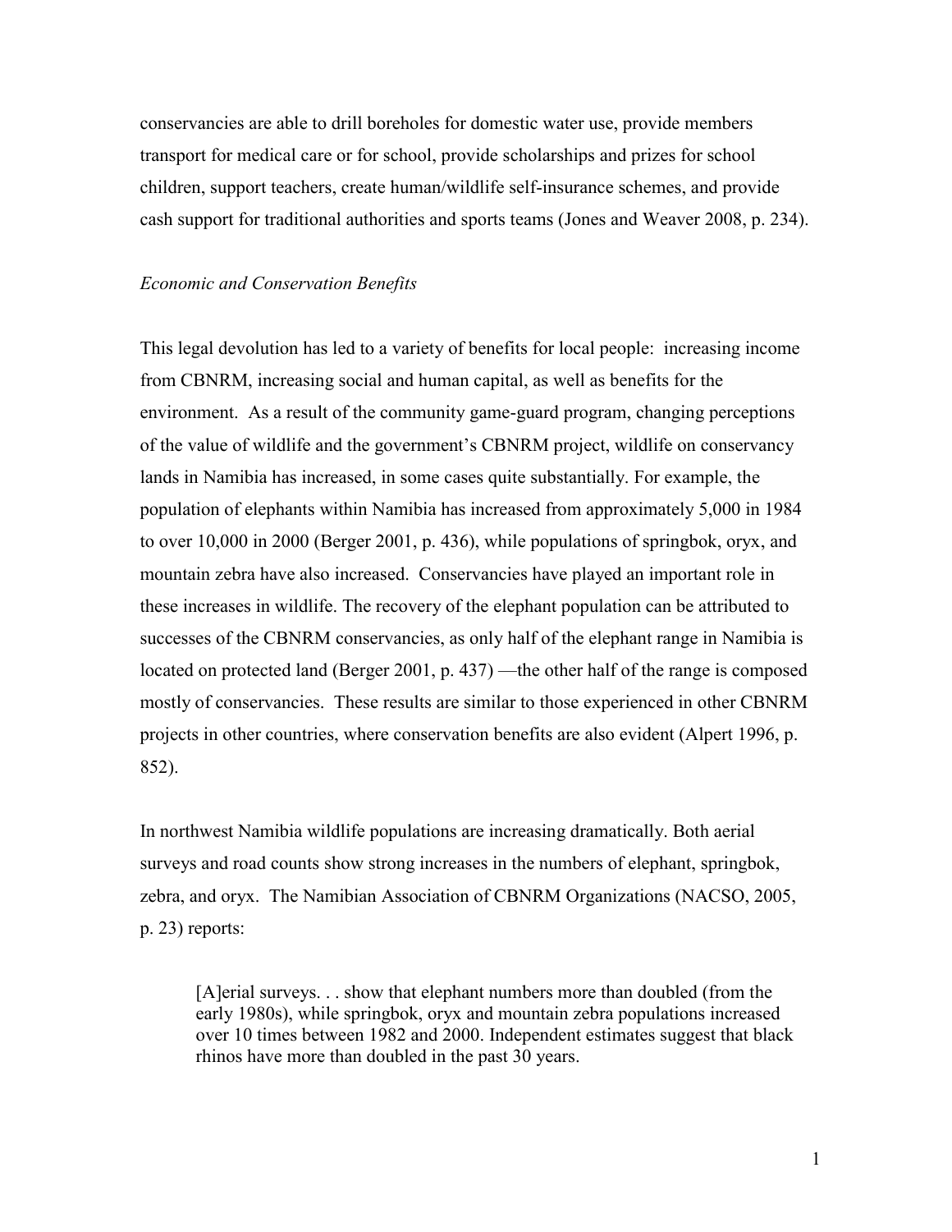conservancies are able to drill boreholes for domestic water use, provide members transport for medical care or for school, provide scholarships and prizes for school children, support teachers, create human/wildlife self-insurance schemes, and provide cash support for traditional authorities and sports teams (Jones and Weaver 2008, p. 234).

*Economic and Conservation Benefits*

This legal devolution has led to a variety of benefits for local people: increasing income from CBNRM, increasing social and human capital, as well as benefits for the environment. As a result of the community game-guard program, changing perceptions of the value of wildlife and the government's CBNRM project, wildlife on conservancy lands in Namibia has increased, in some cases quite substantially. For example, the population of elephants within Namibia has increased from approximately 5,000 in 1984 to over 10,000 in 2000 (Berger 2001, p. 436), while populations of springbok, oryx, and mountain zebra have also increased. Conservancies have played an important role in these increases in wildlife. The recovery of the elephant population can be attributed to successes of the CBNRM conservancies, as only half of the elephant range in Namibia is located on protected land (Berger 2001, p. 437) —the other half of the range is composed mostly of conservancies. These results are similar to those experienced in other CBNRM projects in other countries, where conservation benefits are also evident (Alpert 1996, p. 852).

In northwest Namibia wildlife populations are increasing dramatically. Both aerial surveys and road counts show strong increases in the numbers of elephant, springbok, zebra, and oryx. The Namibian Association of CBNRM Organizations (NACSO, 2005, p. 23) reports:

> [A]erial surveys. . . show that elephant numbers more than doubled (from the early 1980s), while springbok, oryx and mountain zebra populations increased over 10 times between 1982 and 2000. Independent estimates suggest that black rhinos have more than doubled in the past 30 years.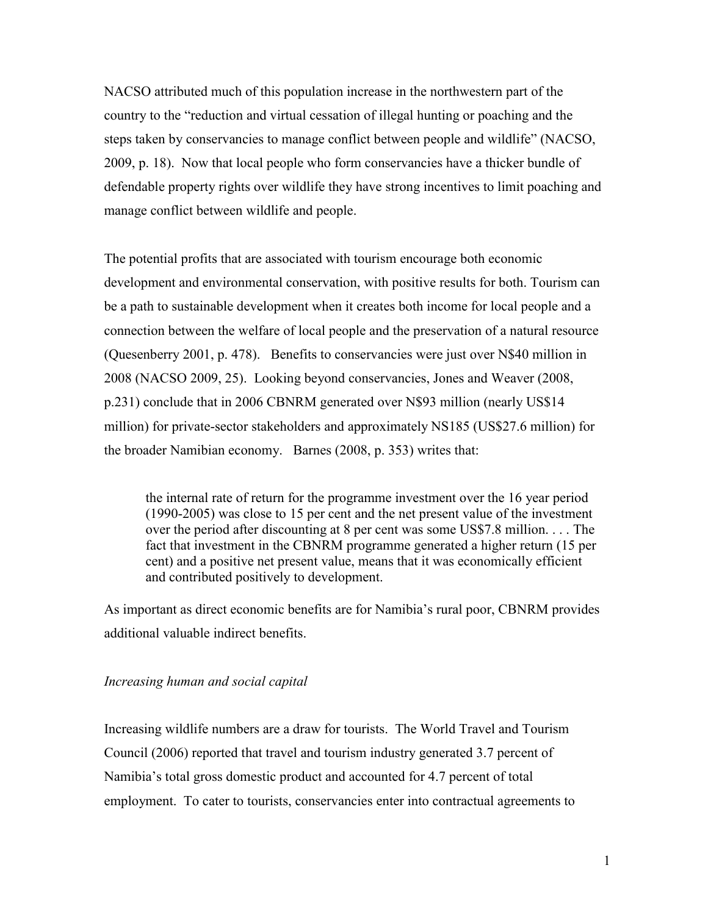NACSO attributed much of this population increase in the northwestern part of the country to the "reduction and virtual cessation of illegal hunting or poaching and the steps taken by conservancies to manage conflict between people and wildlife" (NACSO, 2009, p. 18). Now that local people who form conservancies have a thicker bundle of defendable property rights over wildlife they have strong incentives to limit poaching and manage conflict between wildlife and people.

The potential profits that are associated with tourism encourage both economic development and environmental conservation, with positive results for both. Tourism can be a path to sustainable development when it creates both income for local people and a connection between the welfare of local people and the preservation of a natural resource (Quesenberry 2001, p. 478). Benefits to conservancies were just over N$40 million in 2008 (NACSO 2009, 25). Looking beyond conservancies, Jones and Weaver (2008, p.231) conclude that in 2006 CBNRM generated over N$93 million (nearly US$14 million) for private-sector stakeholders and approximately NS185 (US$27.6 million) for the broader Namibian economy. Barnes (2008, p. 353) writes that:

> the internal rate of return for the programme investment over the 16 year period (1990-2005) was close to 15 per cent and the net present value of the investment over the period after discounting at 8 per cent was some US$7.8 million. . . . The fact that investment in the CBNRM programme generated a higher return (15 per cent) and a positive net present value, means that it was economically efficient and contributed positively to development.

As important as direct economic benefits are for Namibia's rural poor, CBNRM provides additional valuable indirect benefits.

*Increasing human and social capital*

Increasing wildlife numbers are a draw for tourists. The World Travel and Tourism Council (2006) reported that travel and tourism industry generated 3.7 percent of Namibia's total gross domestic product and accounted for 4.7 percent of total employment. To cater to tourists, conservancies enter into contractual agreements to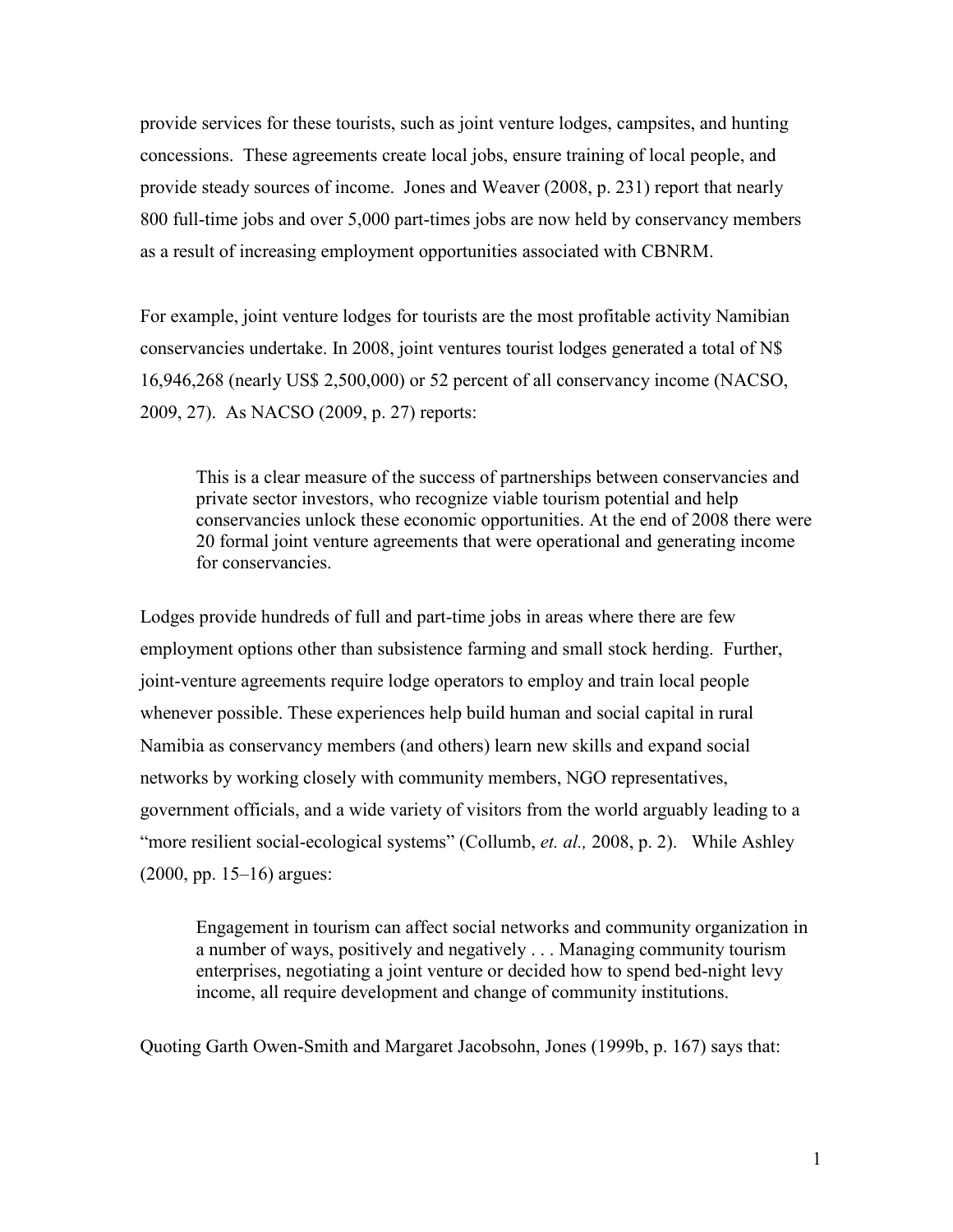provide services for these tourists, such as joint venture lodges, campsites, and hunting concessions. These agreements create local jobs, ensure training of local people, and provide steady sources of income. Jones and Weaver (2008, p. 231) report that nearly 800 full-time jobs and over 5,000 part-times jobs are now held by conservancy members as a result of increasing employment opportunities associated with CBNRM.

For example, joint venture lodges for tourists are the most profitable activity Namibian conservancies undertake. In 2008, joint ventures tourist lodges generated a total of N$ 16,946,268 (nearly US$ 2,500,000) or 52 percent of all conservancy income (NACSO, 2009, 27). As NACSO (2009, p. 27) reports:

> This is a clear measure of the success of partnerships between conservancies and private sector investors, who recognize viable tourism potential and help conservancies unlock these economic opportunities. At the end of 2008 there were 20 formal joint venture agreements that were operational and generating income for conservancies.

Lodges provide hundreds of full and part-time jobs in areas where there are few employment options other than subsistence farming and small stock herding. Further, joint-venture agreements require lodge operators to employ and train local people whenever possible. These experiences help build human and social capital in rural Namibia as conservancy members (and others) learn new skills and expand social networks by working closely with community members, NGO representatives, government officials, and a wide variety of visitors from the world arguably leading to a "more resilient social-ecological systems" (Collumb, *et. al.,* 2008, p. 2). While Ashley (2000, pp. 15–16) argues:

> Engagement in tourism can affect social networks and community organization in a number of ways, positively and negatively . . . Managing community tourism enterprises, negotiating a joint venture or decided how to spend bed-night levy income, all require development and change of community institutions.

Quoting Garth Owen-Smith and Margaret Jacobsohn, Jones (1999b, p. 167) says that: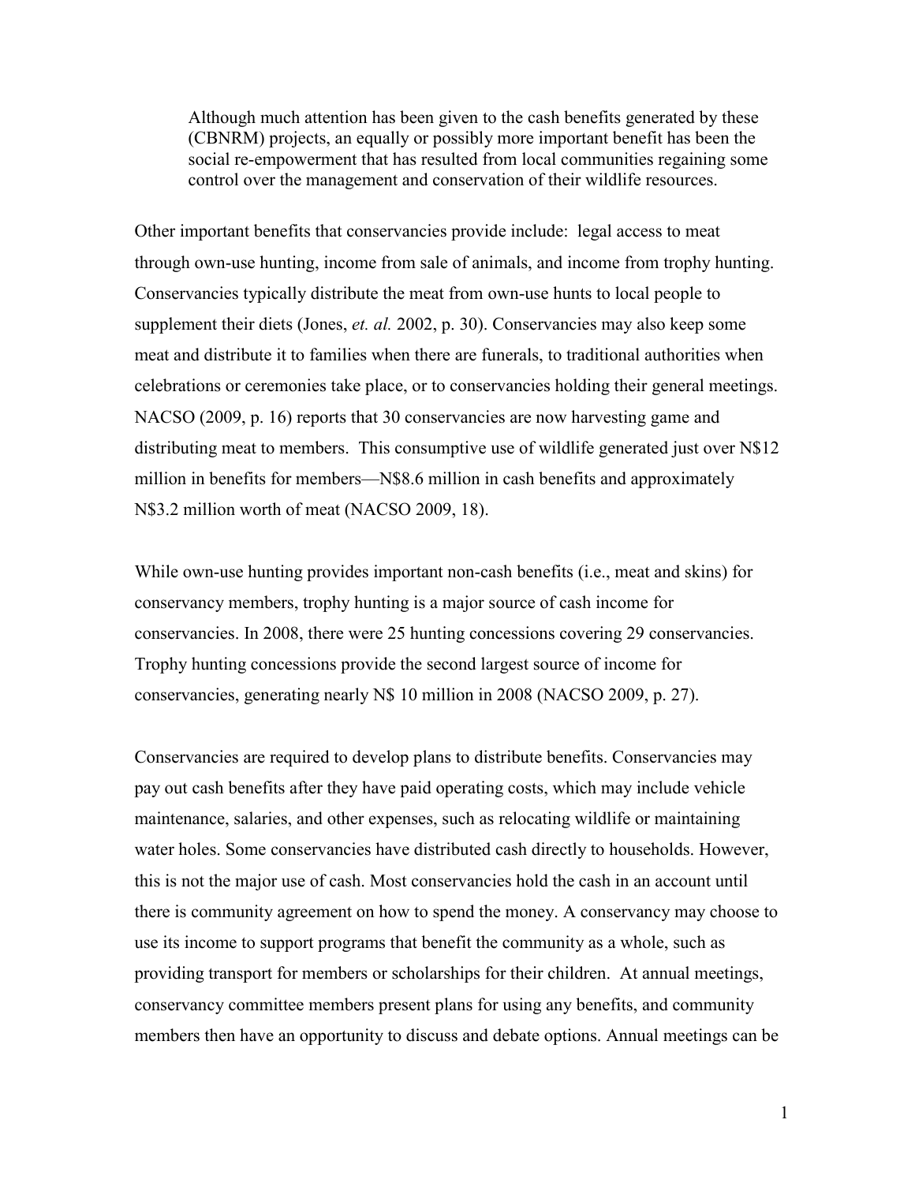> Although much attention has been given to the cash benefits generated by these (CBNRM) projects, an equally or possibly more important benefit has been the social re-empowerment that has resulted from local communities regaining some control over the management and conservation of their wildlife resources.

Other important benefits that conservancies provide include: legal access to meat through own-use hunting, income from sale of animals, and income from trophy hunting. Conservancies typically distribute the meat from own-use hunts to local people to supplement their diets (Jones, *et. al.* 2002, p. 30). Conservancies may also keep some meat and distribute it to families when there are funerals, to traditional authorities when celebrations or ceremonies take place, or to conservancies holding their general meetings. NACSO (2009, p. 16) reports that 30 conservancies are now harvesting game and distributing meat to members. This consumptive use of wildlife generated just over N$12 million in benefits for members—N$8.6 million in cash benefits and approximately N$3.2 million worth of meat (NACSO 2009, 18).

While own-use hunting provides important non-cash benefits (i.e., meat and skins) for conservancy members, trophy hunting is a major source of cash income for conservancies. In 2008, there were 25 hunting concessions covering 29 conservancies. Trophy hunting concessions provide the second largest source of income for conservancies, generating nearly N$ 10 million in 2008 (NACSO 2009, p. 27).

Conservancies are required to develop plans to distribute benefits. Conservancies may pay out cash benefits after they have paid operating costs, which may include vehicle maintenance, salaries, and other expenses, such as relocating wildlife or maintaining water holes. Some conservancies have distributed cash directly to households. However, this is not the major use of cash. Most conservancies hold the cash in an account until there is community agreement on how to spend the money. A conservancy may choose to use its income to support programs that benefit the community as a whole, such as providing transport for members or scholarships for their children. At annual meetings, conservancy committee members present plans for using any benefits, and community members then have an opportunity to discuss and debate options. Annual meetings can be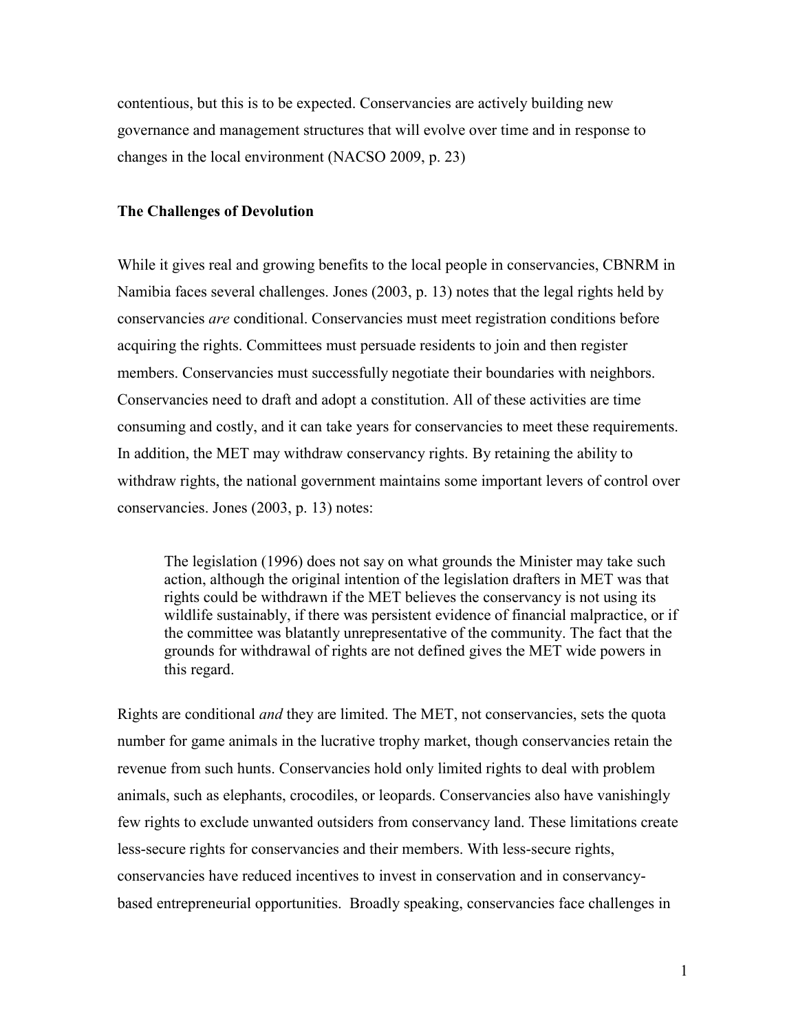contentious, but this is to be expected. Conservancies are actively building new governance and management structures that will evolve over time and in response to changes in the local environment (NACSO 2009, p. 23)

**The Challenges of Devolution**

While it gives real and growing benefits to the local people in conservancies, CBNRM in Namibia faces several challenges. Jones (2003, p. 13) notes that the legal rights held by conservancies *are* conditional. Conservancies must meet registration conditions before acquiring the rights. Committees must persuade residents to join and then register members. Conservancies must successfully negotiate their boundaries with neighbors. Conservancies need to draft and adopt a constitution. All of these activities are time consuming and costly, and it can take years for conservancies to meet these requirements. In addition, the MET may withdraw conservancy rights. By retaining the ability to withdraw rights, the national government maintains some important levers of control over conservancies. Jones (2003, p. 13) notes:

> The legislation (1996) does not say on what grounds the Minister may take such action, although the original intention of the legislation drafters in MET was that rights could be withdrawn if the MET believes the conservancy is not using its wildlife sustainably, if there was persistent evidence of financial malpractice, or if the committee was blatantly unrepresentative of the community. The fact that the grounds for withdrawal of rights are not defined gives the MET wide powers in this regard.

Rights are conditional *and* they are limited. The MET, not conservancies, sets the quota number for game animals in the lucrative trophy market, though conservancies retain the revenue from such hunts. Conservancies hold only limited rights to deal with problem animals, such as elephants, crocodiles, or leopards. Conservancies also have vanishingly few rights to exclude unwanted outsiders from conservancy land. These limitations create less-secure rights for conservancies and their members. With less-secure rights, conservancies have reduced incentives to invest in conservation and in conservancy-based entrepreneurial opportunities. Broadly speaking, conservancies face challenges in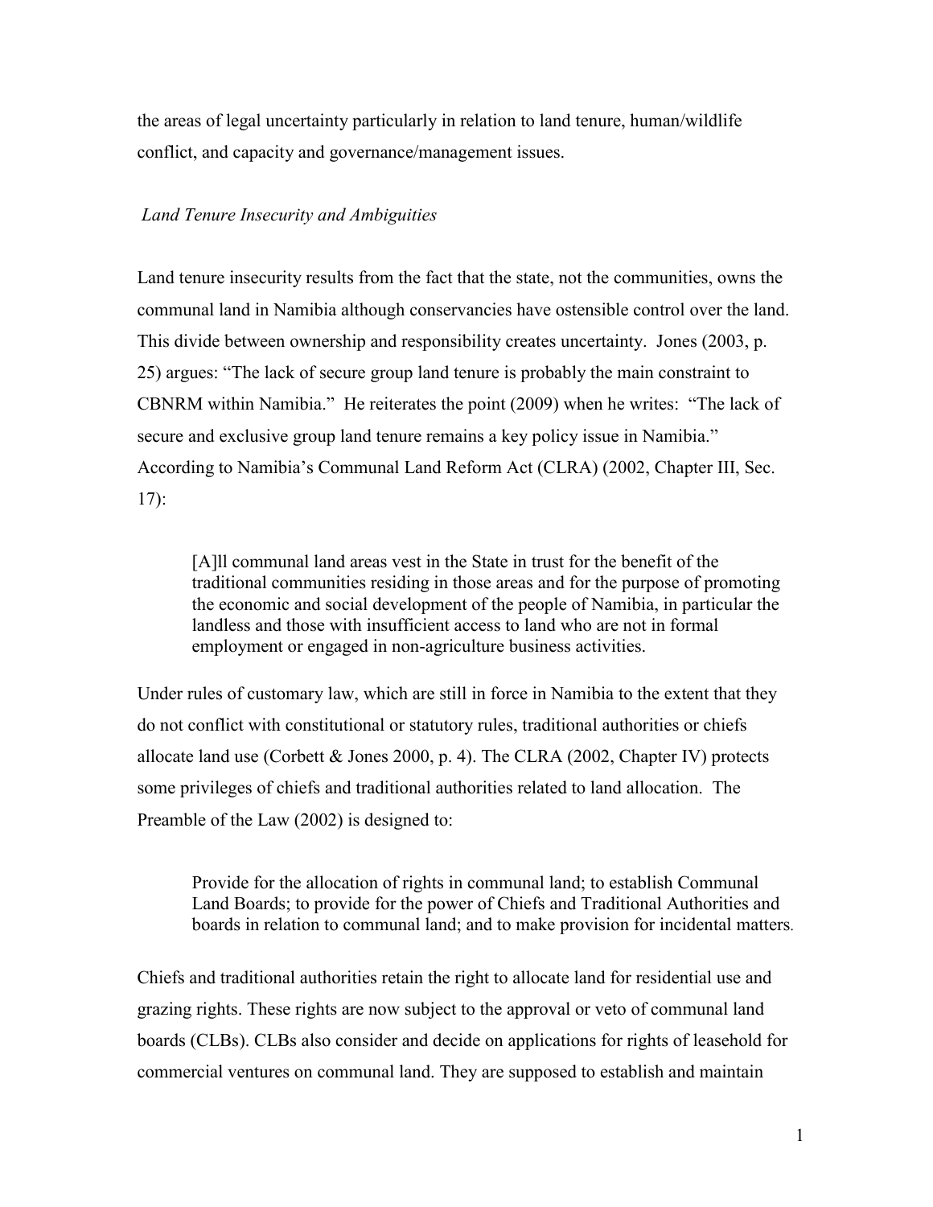the areas of legal uncertainty particularly in relation to land tenure, human/wildlife conflict, and capacity and governance/management issues.

*Land Tenure Insecurity and Ambiguities*

Land tenure insecurity results from the fact that the state, not the communities, owns the communal land in Namibia although conservancies have ostensible control over the land. This divide between ownership and responsibility creates uncertainty. Jones (2003, p. 25) argues: "The lack of secure group land tenure is probably the main constraint to CBNRM within Namibia." He reiterates the point (2009) when he writes: "The lack of secure and exclusive group land tenure remains a key policy issue in Namibia." According to Namibia's Communal Land Reform Act (CLRA) (2002, Chapter III, Sec. 17):

> [A]ll communal land areas vest in the State in trust for the benefit of the traditional communities residing in those areas and for the purpose of promoting the economic and social development of the people of Namibia, in particular the landless and those with insufficient access to land who are not in formal employment or engaged in non-agriculture business activities.

Under rules of customary law, which are still in force in Namibia to the extent that they do not conflict with constitutional or statutory rules, traditional authorities or chiefs allocate land use (Corbett & Jones 2000, p. 4). The CLRA (2002, Chapter IV) protects some privileges of chiefs and traditional authorities related to land allocation. The Preamble of the Law (2002) is designed to:

> Provide for the allocation of rights in communal land; to establish Communal Land Boards; to provide for the power of Chiefs and Traditional Authorities and boards in relation to communal land; and to make provision for incidental matters.

Chiefs and traditional authorities retain the right to allocate land for residential use and grazing rights. These rights are now subject to the approval or veto of communal land boards (CLBs). CLBs also consider and decide on applications for rights of leasehold for commercial ventures on communal land. They are supposed to establish and maintain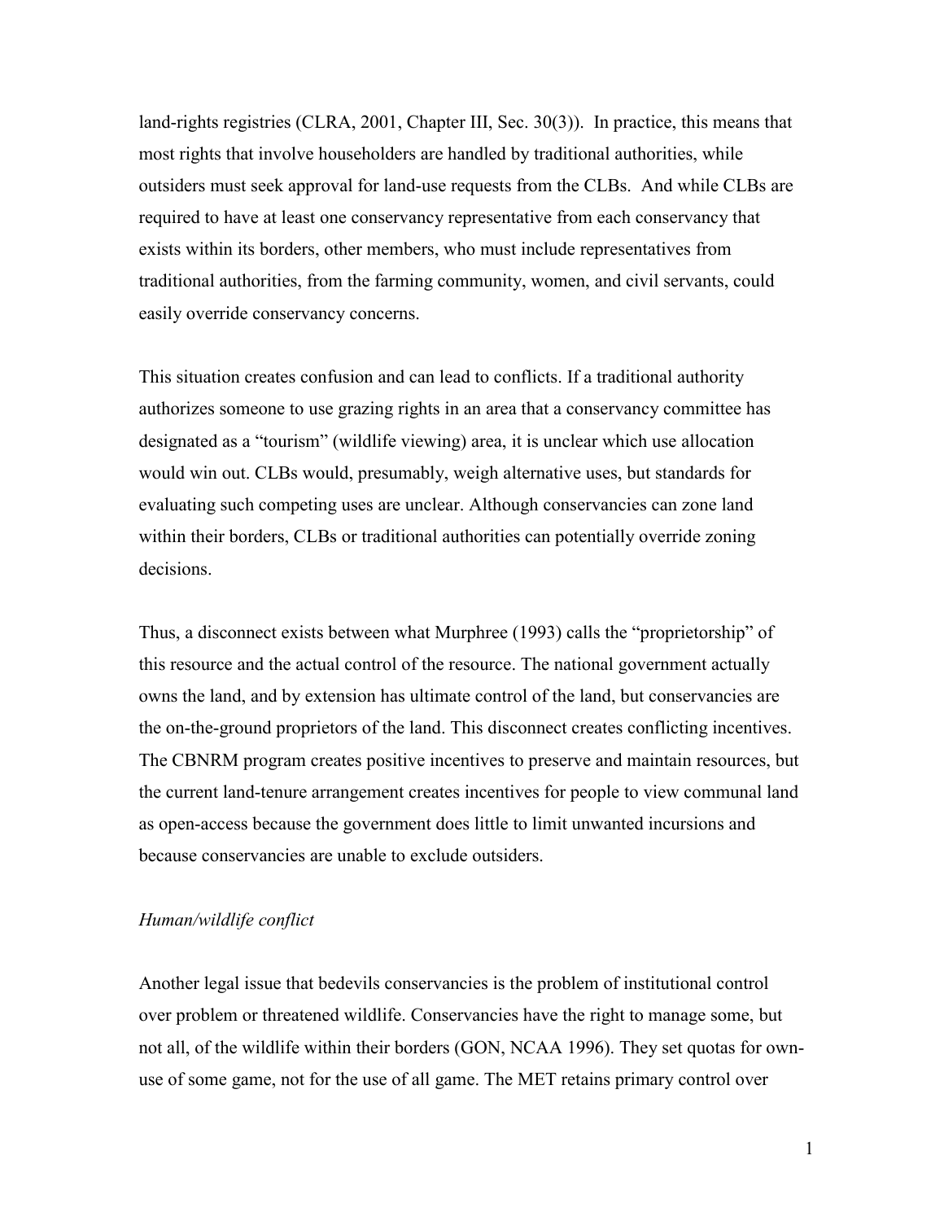land-rights registries (CLRA, 2001, Chapter III, Sec. 30(3)). In practice, this means that most rights that involve householders are handled by traditional authorities, while outsiders must seek approval for land-use requests from the CLBs. And while CLBs are required to have at least one conservancy representative from each conservancy that exists within its borders, other members, who must include representatives from traditional authorities, from the farming community, women, and civil servants, could easily override conservancy concerns.

This situation creates confusion and can lead to conflicts. If a traditional authority authorizes someone to use grazing rights in an area that a conservancy committee has designated as a "tourism" (wildlife viewing) area, it is unclear which use allocation would win out. CLBs would, presumably, weigh alternative uses, but standards for evaluating such competing uses are unclear. Although conservancies can zone land within their borders, CLBs or traditional authorities can potentially override zoning decisions.

Thus, a disconnect exists between what Murphree (1993) calls the "proprietorship" of this resource and the actual control of the resource. The national government actually owns the land, and by extension has ultimate control of the land, but conservancies are the on-the-ground proprietors of the land. This disconnect creates conflicting incentives. The CBNRM program creates positive incentives to preserve and maintain resources, but the current land-tenure arrangement creates incentives for people to view communal land as open-access because the government does little to limit unwanted incursions and because conservancies are unable to exclude outsiders.

*Human/wildlife conflict*

Another legal issue that bedevils conservancies is the problem of institutional control over problem or threatened wildlife. Conservancies have the right to manage some, but not all, of the wildlife within their borders (GON, NCAA 1996). They set quotas for own-use of some game, not for the use of all game. The MET retains primary control over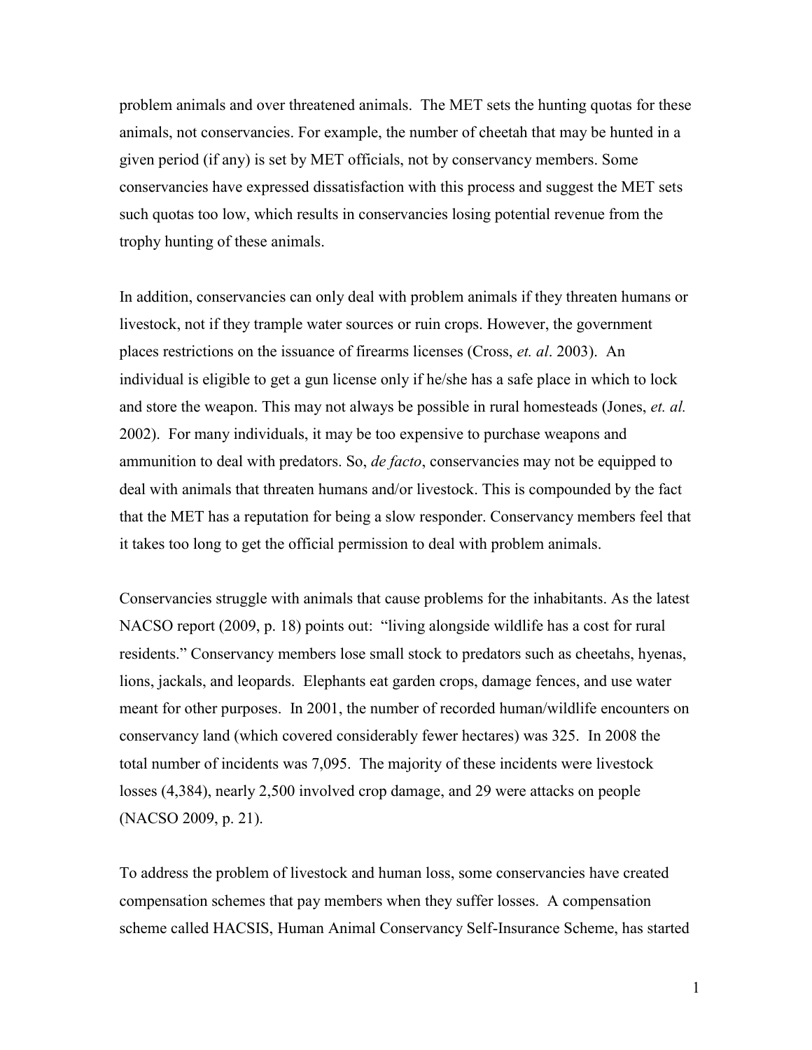problem animals and over threatened animals. The MET sets the hunting quotas for these animals, not conservancies. For example, the number of cheetah that may be hunted in a given period (if any) is set by MET officials, not by conservancy members. Some conservancies have expressed dissatisfaction with this process and suggest the MET sets such quotas too low, which results in conservancies losing potential revenue from the trophy hunting of these animals.

In addition, conservancies can only deal with problem animals if they threaten humans or livestock, not if they trample water sources or ruin crops. However, the government places restrictions on the issuance of firearms licenses (Cross, *et. al*. 2003). An individual is eligible to get a gun license only if he/she has a safe place in which to lock and store the weapon. This may not always be possible in rural homesteads (Jones, *et. al.* 2002). For many individuals, it may be too expensive to purchase weapons and ammunition to deal with predators. So, *de facto*, conservancies may not be equipped to deal with animals that threaten humans and/or livestock. This is compounded by the fact that the MET has a reputation for being a slow responder. Conservancy members feel that it takes too long to get the official permission to deal with problem animals.

Conservancies struggle with animals that cause problems for the inhabitants. As the latest NACSO report (2009, p. 18) points out: "living alongside wildlife has a cost for rural residents." Conservancy members lose small stock to predators such as cheetahs, hyenas, lions, jackals, and leopards. Elephants eat garden crops, damage fences, and use water meant for other purposes. In 2001, the number of recorded human/wildlife encounters on conservancy land (which covered considerably fewer hectares) was 325. In 2008 the total number of incidents was 7,095. The majority of these incidents were livestock losses (4,384), nearly 2,500 involved crop damage, and 29 were attacks on people (NACSO 2009, p. 21).

To address the problem of livestock and human loss, some conservancies have created compensation schemes that pay members when they suffer losses. A compensation scheme called HACSIS, Human Animal Conservancy Self-Insurance Scheme, has started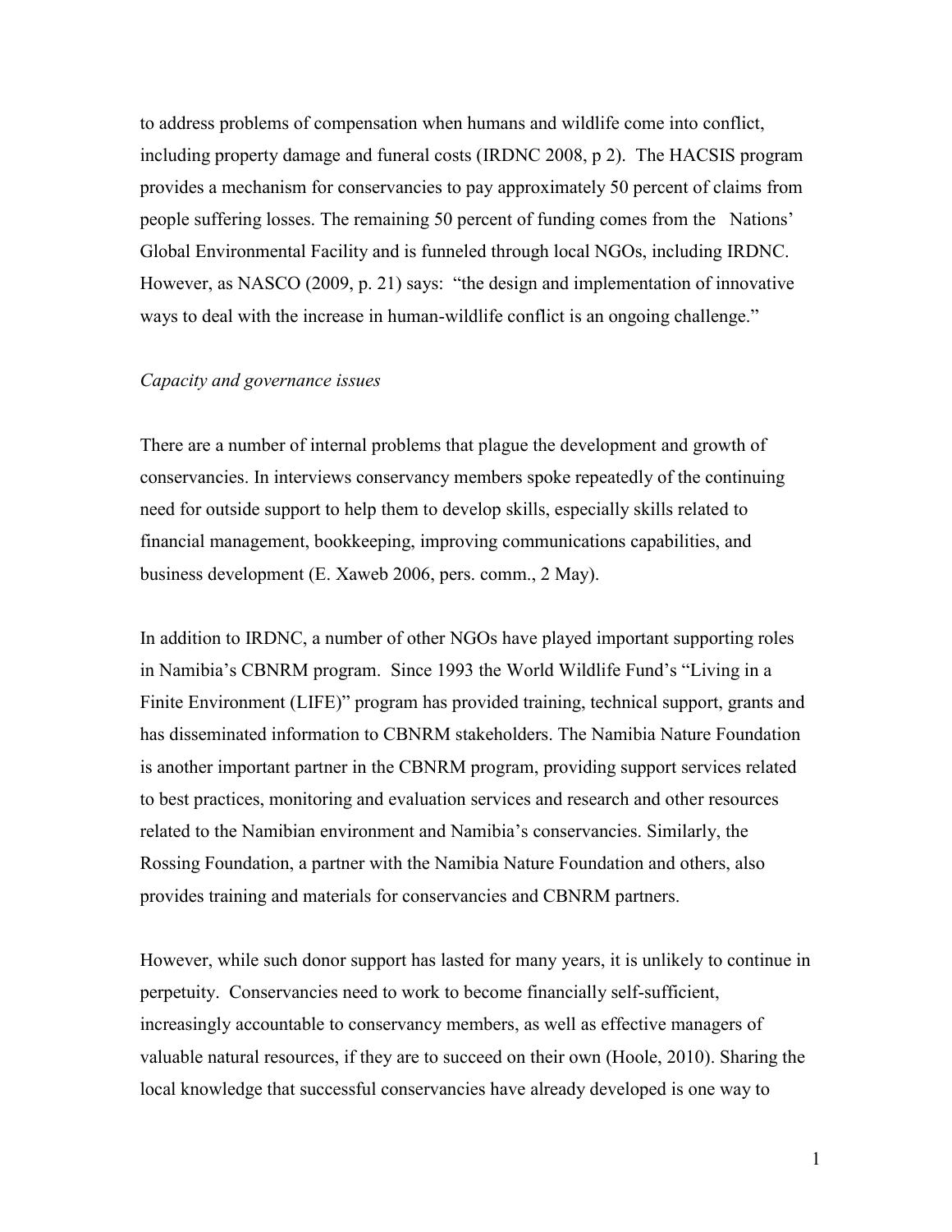to address problems of compensation when humans and wildlife come into conflict, including property damage and funeral costs (IRDNC 2008, p 2). The HACSIS program provides a mechanism for conservancies to pay approximately 50 percent of claims from people suffering losses. The remaining 50 percent of funding comes from the Nations' Global Environmental Facility and is funneled through local NGOs, including IRDNC. However, as NASCO (2009, p. 21) says: "the design and implementation of innovative ways to deal with the increase in human-wildlife conflict is an ongoing challenge."

*Capacity and governance issues*

There are a number of internal problems that plague the development and growth of conservancies. In interviews conservancy members spoke repeatedly of the continuing need for outside support to help them to develop skills, especially skills related to financial management, bookkeeping, improving communications capabilities, and business development (E. Xaweb 2006, pers. comm., 2 May).

In addition to IRDNC, a number of other NGOs have played important supporting roles in Namibia's CBNRM program. Since 1993 the World Wildlife Fund's "Living in a Finite Environment (LIFE)" program has provided training, technical support, grants and has disseminated information to CBNRM stakeholders. The Namibia Nature Foundation is another important partner in the CBNRM program, providing support services related to best practices, monitoring and evaluation services and research and other resources related to the Namibian environment and Namibia's conservancies. Similarly, the Rossing Foundation, a partner with the Namibia Nature Foundation and others, also provides training and materials for conservancies and CBNRM partners.

However, while such donor support has lasted for many years, it is unlikely to continue in perpetuity. Conservancies need to work to become financially self-sufficient, increasingly accountable to conservancy members, as well as effective managers of valuable natural resources, if they are to succeed on their own (Hoole, 2010). Sharing the local knowledge that successful conservancies have already developed is one way to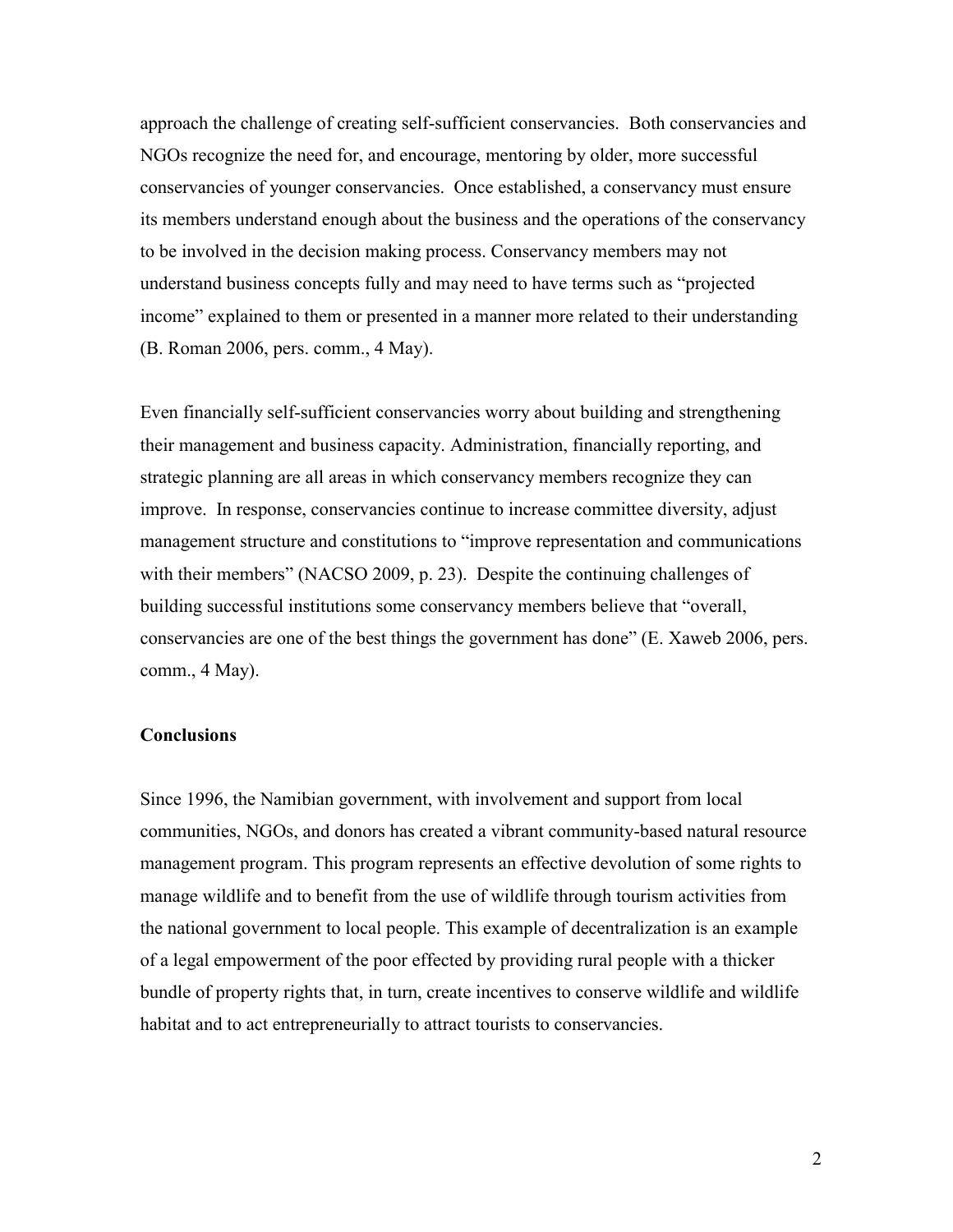approach the challenge of creating self-sufficient conservancies. Both conservancies and NGOs recognize the need for, and encourage, mentoring by older, more successful conservancies of younger conservancies. Once established, a conservancy must ensure its members understand enough about the business and the operations of the conservancy to be involved in the decision making process. Conservancy members may not understand business concepts fully and may need to have terms such as "projected income" explained to them or presented in a manner more related to their understanding (B. Roman 2006, pers. comm., 4 May).

Even financially self-sufficient conservancies worry about building and strengthening their management and business capacity. Administration, financially reporting, and strategic planning are all areas in which conservancy members recognize they can improve. In response, conservancies continue to increase committee diversity, adjust management structure and constitutions to "improve representation and communications with their members" (NACSO 2009, p. 23). Despite the continuing challenges of building successful institutions some conservancy members believe that "overall, conservancies are one of the best things the government has done" (E. Xaweb 2006, pers. comm., 4 May).

**Conclusions**

Since 1996, the Namibian government, with involvement and support from local communities, NGOs, and donors has created a vibrant community-based natural resource management program. This program represents an effective devolution of some rights to manage wildlife and to benefit from the use of wildlife through tourism activities from the national government to local people. This example of decentralization is an example of a legal empowerment of the poor effected by providing rural people with a thicker bundle of property rights that, in turn, create incentives to conserve wildlife and wildlife habitat and to act entrepreneurially to attract tourists to conservancies.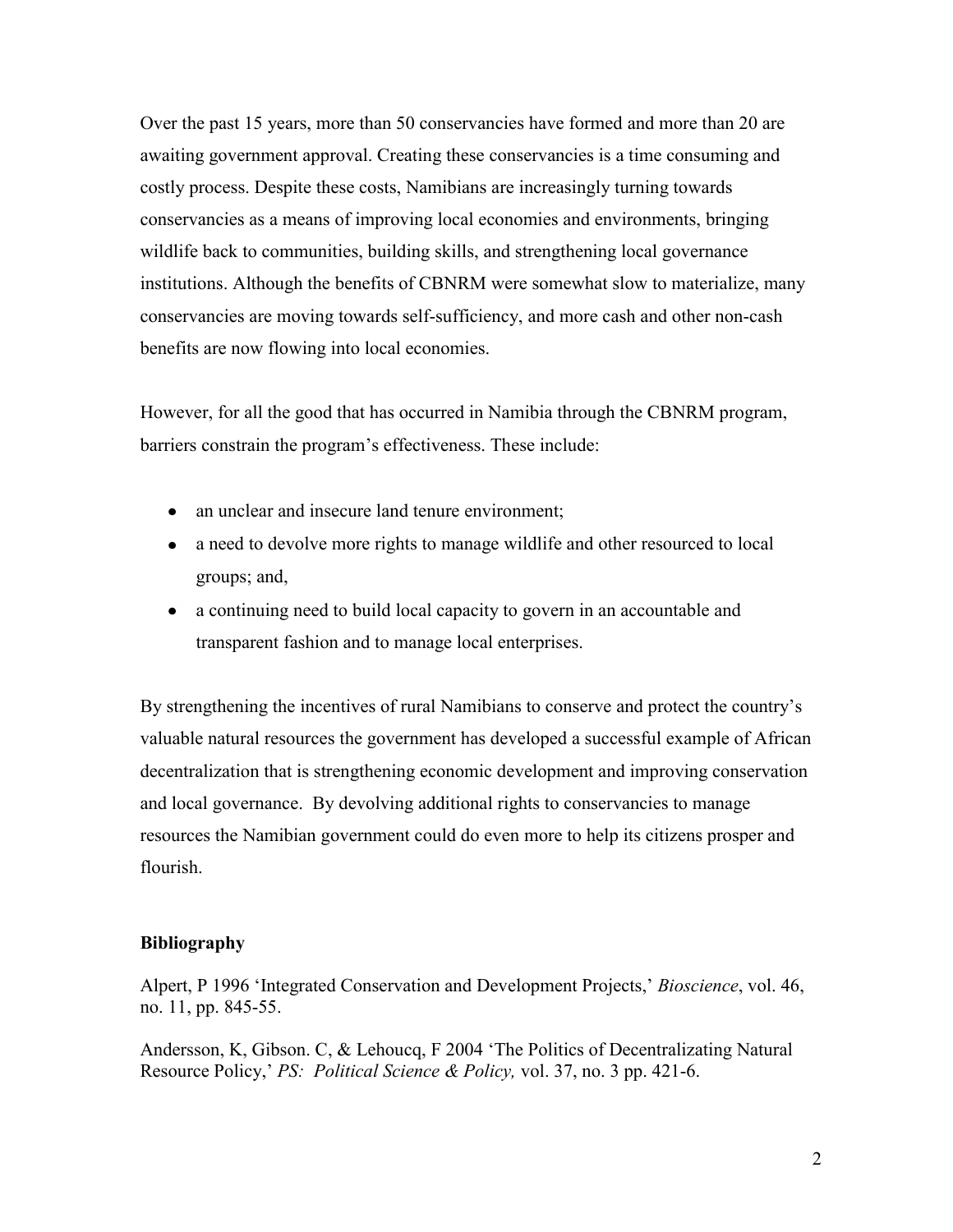Over the past 15 years, more than 50 conservancies have formed and more than 20 are awaiting government approval. Creating these conservancies is a time consuming and costly process. Despite these costs, Namibians are increasingly turning towards conservancies as a means of improving local economies and environments, bringing wildlife back to communities, building skills, and strengthening local governance institutions. Although the benefits of CBNRM were somewhat slow to materialize, many conservancies are moving towards self-sufficiency, and more cash and other non-cash benefits are now flowing into local economies.

However, for all the good that has occurred in Namibia through the CBNRM program, barriers constrain the program's effectiveness. These include:

- an unclear and insecure land tenure environment;
- a need to devolve more rights to manage wildlife and other resourced to local groups; and,
- a continuing need to build local capacity to govern in an accountable and transparent fashion and to manage local enterprises.

By strengthening the incentives of rural Namibians to conserve and protect the country's valuable natural resources the government has developed a successful example of African decentralization that is strengthening economic development and improving conservation and local governance. By devolving additional rights to conservancies to manage resources the Namibian government could do even more to help its citizens prosper and flourish.

**Bibliography**

Alpert, P 1996 'Integrated Conservation and Development Projects,' *Bioscience*, vol. 46, no. 11, pp. 845-55.

Andersson, K, Gibson. C, & Lehoucq, F 2004 'The Politics of Decentralizating Natural Resource Policy,' *PS: Political Science & Policy,* vol. 37, no. 3 pp. 421-6.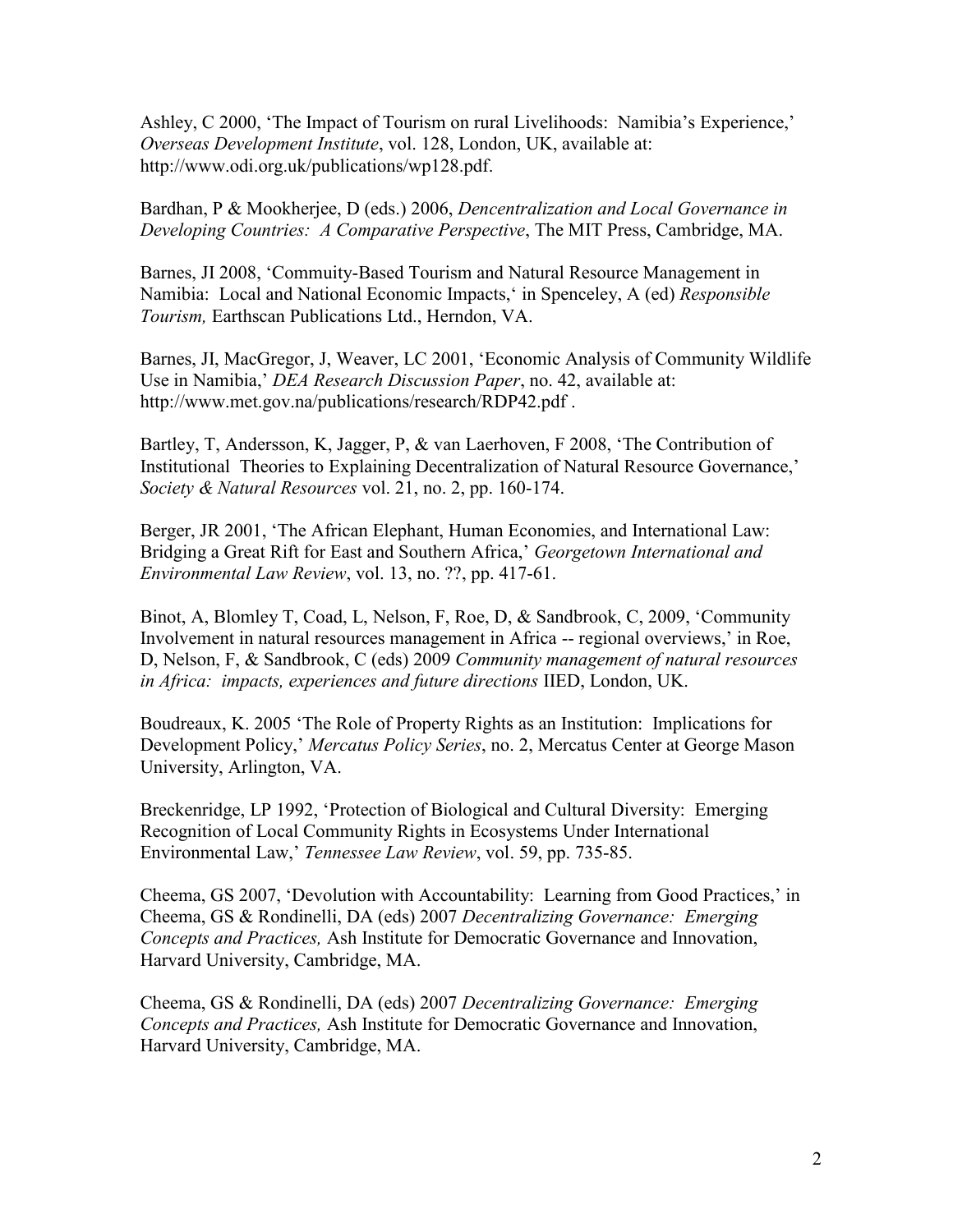Ashley, C 2000, 'The Impact of Tourism on rural Livelihoods: Namibia's Experience,' *Overseas Development Institute*, vol. 128, London, UK, available at: http://www.odi.org.uk/publications/wp128.pdf.

Bardhan, P & Mookherjee, D (eds.) 2006, *Dencentralization and Local Governance in Developing Countries: A Comparative Perspective*, The MIT Press, Cambridge, MA.

Barnes, JI 2008, 'Commity-Based Tourism and Natural Resource Management in Namibia: Local and National Economic Impacts,' in Spenceley, A (ed) *Responsible Tourism,* Earthscan Publications Ltd., Herndon, VA.

Barnes, JI, MacGregor, J, Weaver, LC 2001, 'Economic Analysis of Community Wildlife Use in Namibia,' *DEA Research Discussion Paper*, no. 42, available at: http://www.met.gov.na/publications/research/RDP42.pdf .

Bartley, T, Andersson, K, Jagger, P, & van Laerhoven, F 2008, 'The Contribution of Institutional Theories to Explaining Decentralization of Natural Resource Governance,' *Society & Natural Resources* vol. 21, no. 2, pp. 160-174.

Berger, JR 2001, 'The African Elephant, Human Economies, and International Law: Bridging a Great Rift for East and Southern Africa,' *Georgetown International and Environmental Law Review*, vol. 13, no. ??, pp. 417-61.

Binot, A, Blomley T, Coad, L, Nelson, F, Roe, D, & Sandbrook, C, 2009, 'Community Involvement in natural resources management in Africa -- regional overviews,' in Roe, D, Nelson, F, & Sandbrook, C (eds) 2009 *Community management of natural resources in Africa: impacts, experiences and future directions* IIED, London, UK.

Boudreaux, K. 2005 'The Role of Property Rights as an Institution: Implications for Development Policy,' *Mercatus Policy Series*, no. 2, Mercatus Center at George Mason University, Arlington, VA.

Breckenridge, LP 1992, 'Protection of Biological and Cultural Diversity: Emerging Recognition of Local Community Rights in Ecosystems Under International Environmental Law,' *Tennessee Law Review*, vol. 59, pp. 735-85.

Cheema, GS 2007, 'Devolution with Accountability: Learning from Good Practices,' in Cheema, GS & Rondinelli, DA (eds) 2007 *Decentralizing Governance: Emerging Concepts and Practices,* Ash Institute for Democratic Governance and Innovation, Harvard University, Cambridge, MA.

Cheema, GS & Rondinelli, DA (eds) 2007 *Decentralizing Governance: Emerging Concepts and Practices,* Ash Institute for Democratic Governance and Innovation, Harvard University, Cambridge, MA.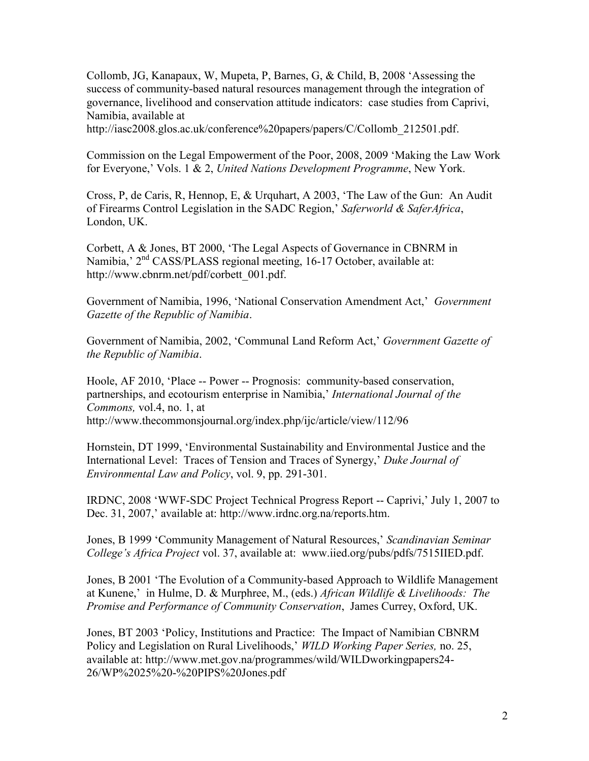Collomb, JG, Kanapaux, W, Mupeta, P, Barnes, G, & Child, B, 2008 'Assessing the success of community-based natural resources management through the integration of governance, livelihood and conservation attitude indicators: case studies from Caprivi, Namibia, available at http://iasc2008.glos.ac.uk/conference%20papers/papers/C/Collomb_212501.pdf.

Commission on the Legal Empowerment of the Poor, 2008, 2009 'Making the Law Work for Everyone,' Vols. 1 & 2, *United Nations Development Programme*, New York.

Cross, P, de Caris, R, Hennop, E, & Urquhart, A 2003, 'The Law of the Gun: An Audit of Firearms Control Legislation in the SADC Region,' *Saferworld & SaferAfrica*, London, UK.

Corbett, A & Jones, BT 2000, 'The Legal Aspects of Governance in CBNRM in Namibia,' 2nd CASS/PLASS regional meeting, 16-17 October, available at: http://www.cbnrm.net/pdf/corbett_001.pdf.

Government of Namibia, 1996, 'National Conservation Amendment Act,' *Government Gazette of the Republic of Namibia*.

Government of Namibia, 2002, 'Communal Land Reform Act,' *Government Gazette of the Republic of Namibia*.

Hoole, AF 2010, 'Place -- Power -- Prognosis: community-based conservation, partnerships, and ecotourism enterprise in Namibia,' *International Journal of the Commons,* vol.4, no. 1, at http://www.thecommonsjournal.org/index.php/ijc/article/view/112/96

Hornstein, DT 1999, 'Environmental Sustainability and Environmental Justice and the International Level: Traces of Tension and Traces of Synergy,' *Duke Journal of Environmental Law and Policy*, vol. 9, pp. 291-301.

IRDNC, 2008 'WWF-SDC Project Technical Progress Report -- Caprivi,' July 1, 2007 to Dec. 31, 2007,' available at: http://www.irdnc.org.na/reports.htm.

Jones, B 1999 'Community Management of Natural Resources,' *Scandinavian Seminar College's Africa Project* vol. 37, available at: www.iied.org/pubs/pdfs/7515IIED.pdf.

Jones, B 2001 'The Evolution of a Community-based Approach to Wildlife Management at Kunene,' in Hulme, D. & Murphree, M., (eds.) *African Wildlife & Livelihoods: The Promise and Performance of Community Conservation*, James Currey, Oxford, UK.

Jones, BT 2003 'Policy, Institutions and Practice: The Impact of Namibian CBNRM Policy and Legislation on Rural Livelihoods,' *WILD Working Paper Series,* no. 25, available at: http://www.met.gov.na/programmes/wild/WILDworkingpapers24-26/WP%2025%20-%20PIPS%20Jones.pdf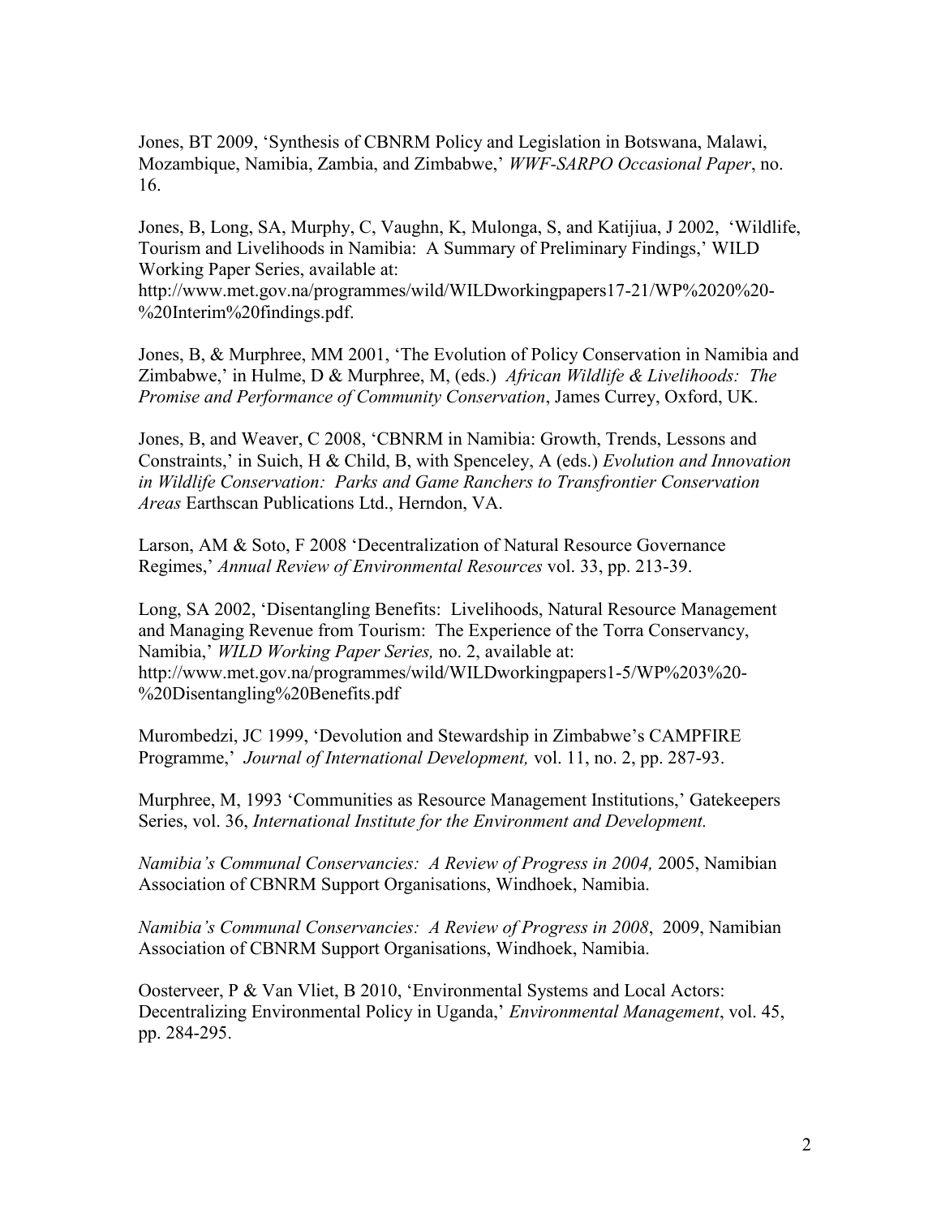Jones, BT 2009, 'Synthesis of CBNRM Policy and Legislation in Botswana, Malawi, Mozambique, Namibia, Zambia, and Zimbabwe,' *WWF-SARPO Occasional Paper*, no. 16.

Jones, B, Long, SA, Murphy, C, Vaughn, K, Mulonga, S, and Katijiua, J 2002, 'Wildlife, Tourism and Livelihoods in Namibia: A Summary of Preliminary Findings,' WILD Working Paper Series, available at: http://www.met.gov.na/programmes/wild/WILDworkingpapers17-21/WP%2020%20-%20Interim%20findings.pdf.

Jones, B, & Murphree, MM 2001, 'The Evolution of Policy Conservation in Namibia and Zimbabwe,' in Hulme, D & Murphree, M, (eds.) *African Wildlife & Livelihoods: The Promise and Performance of Community Conservation*, James Currey, Oxford, UK.

Jones, B, and Weaver, C 2008, 'CBNRM in Namibia: Growth, Trends, Lessons and Constraints,' in Suich, H & Child, B, with Spenceley, A (eds.) *Evolution and Innovation in Wildlife Conservation: Parks and Game Ranchers to Transfrontier Conservation Areas* Earthscan Publications Ltd., Herndon, VA.

Larson, AM & Soto, F 2008 'Decentralization of Natural Resource Governance Regimes,' *Annual Review of Environmental Resources* vol. 33, pp. 213-39.

Long, SA 2002, 'Disentangling Benefits: Livelihoods, Natural Resource Management and Managing Revenue from Tourism: The Experience of the Torra Conservancy, Namibia,' *WILD Working Paper Series,* no. 2, available at: http://www.met.gov.na/programmes/wild/WILDworkingpapers1-5/WP%203%20-%20Disentangling%20Benefits.pdf

Murombedzi, JC 1999, 'Devolution and Stewardship in Zimbabwe's CAMPFIRE Programme,' *Journal of International Development,* vol. 11, no. 2, pp. 287-93.

Murphree, M, 1993 'Communities as Resource Management Institutions,' Gatekeepers Series, vol. 36, *International Institute for the Environment and Development.*

*Namibia's Communal Conservancies: A Review of Progress in 2004,* 2005, Namibian Association of CBNRM Support Organisations, Windhoek, Namibia.

*Namibia's Communal Conservancies: A Review of Progress in 2008*, 2009, Namibian Association of CBNRM Support Organisations, Windhoek, Namibia.

Oosterveer, P & Van Vliet, B 2010, 'Environmental Systems and Local Actors: Decentralizing Environmental Policy in Uganda,' *Environmental Management*, vol. 45, pp. 284-295.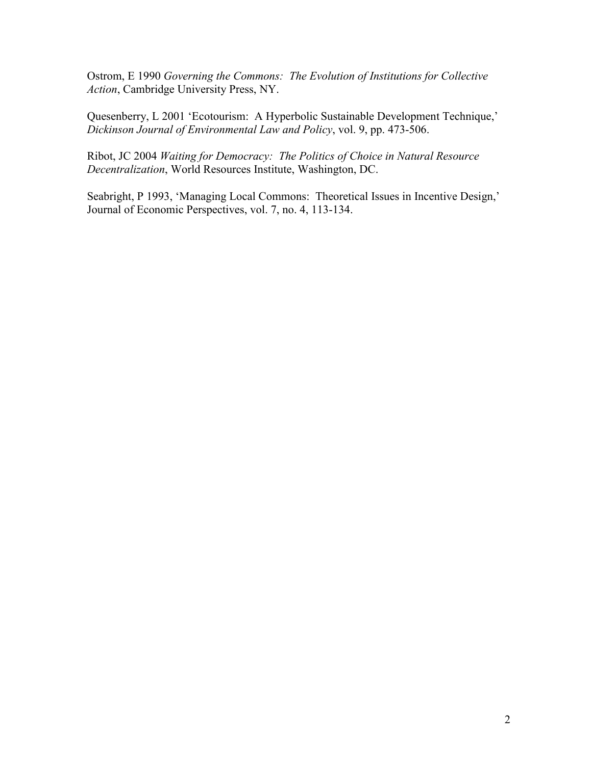Ostrom, E 1990 *Governing the Commons: The Evolution of Institutions for Collective Action*, Cambridge University Press, NY.

Quesenberry, L 2001 'Ecotourism: A Hyperbolic Sustainable Development Technique,' *Dickinson Journal of Environmental Law and Policy*, vol. 9, pp. 473-506.

Ribot, JC 2004 *Waiting for Democracy: The Politics of Choice in Natural Resource Decentralization*, World Resources Institute, Washington, DC.

Seabright, P 1993, 'Managing Local Commons: Theoretical Issues in Incentive Design,' Journal of Economic Perspectives, vol. 7, no. 4, 113-134.